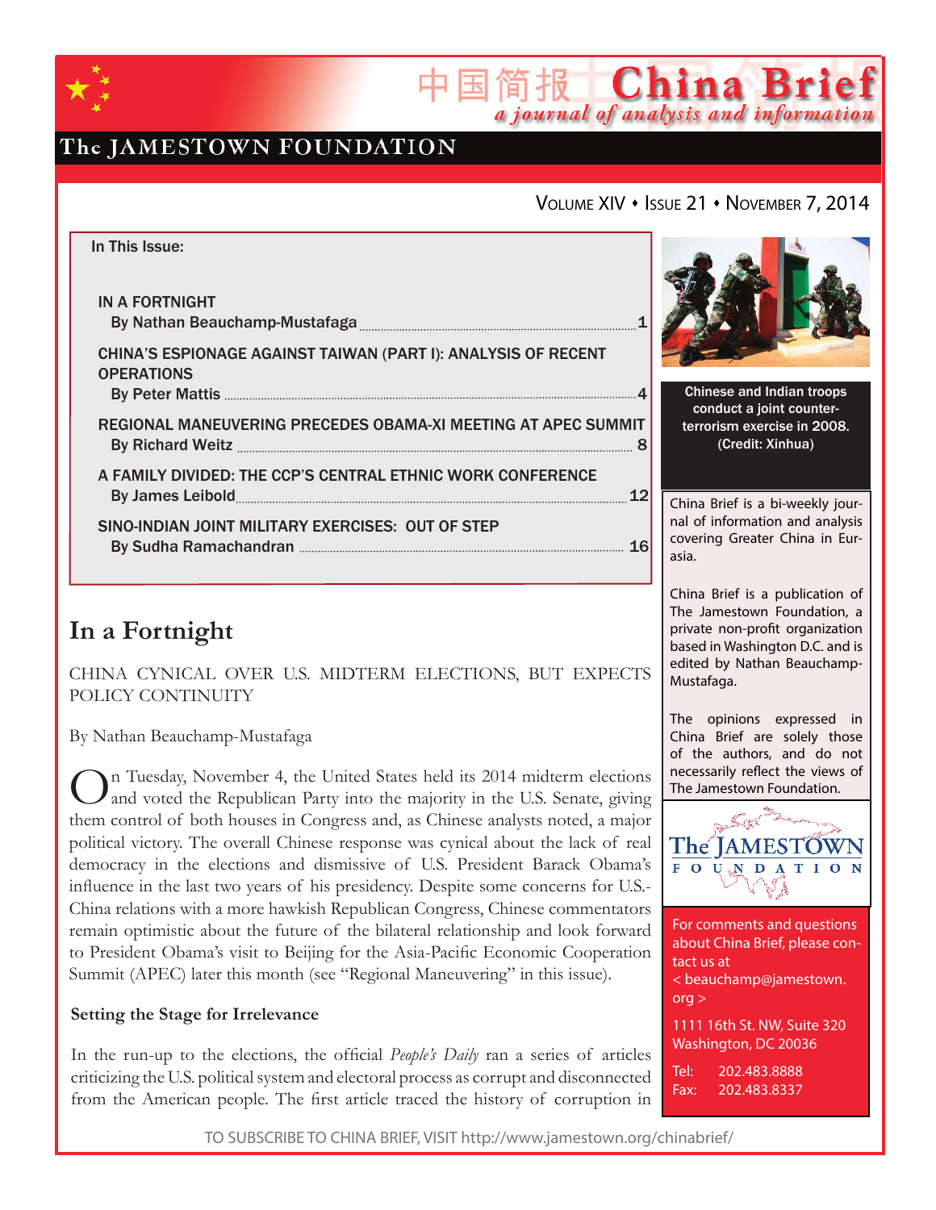# China Brief

*a journal of analysis and information*

The JAMESTOWN FOUNDATION

VOLUME XIV • ISSUE 21 • NOVEMBER 7, 2014

In This Issue:

IN A FORTNIGHT
By Nathan Beauchamp-Mustafaga ........ 1

CHINA'S ESPIONAGE AGAINST TAIWAN (PART I): ANALYSIS OF RECENT OPERATIONS
By Peter Mattis ........ 4

REGIONAL MANEUVERING PRECEDES OBAMA-XI MEETING AT APEC SUMMIT
By Richard Weitz ........ 8

A FAMILY DIVIDED: THE CCP'S CENTRAL ETHNIC WORK CONFERENCE
By James Leibold ........ 12

SINO-INDIAN JOINT MILITARY EXERCISES: OUT OF STEP
By Sudha Ramachandran ........ 16

Chinese and Indian troops conduct a joint counter-terrorism exercise in 2008. (Credit: Xinhua)

China Brief is a bi-weekly journal of information and analysis covering Greater China in Eurasia.

China Brief is a publication of The Jamestown Foundation, a private non-profit organization based in Washington D.C. and is edited by Nathan Beauchamp-Mustafaga.

The opinions expressed in China Brief are solely those of the authors, and do not necessarily reflect the views of The Jamestown Foundation.

For comments and questions about China Brief, please contact us at < beauchamp@jamestown.org >

1111 16th St. NW, Suite 320
Washington, DC 20036

Tel: 202.483.8888
Fax: 202.483.8337

## In a Fortnight

CHINA CYNICAL OVER U.S. MIDTERM ELECTIONS, BUT EXPECTS POLICY CONTINUITY

By Nathan Beauchamp-Mustafaga

On Tuesday, November 4, the United States held its 2014 midterm elections and voted the Republican Party into the majority in the U.S. Senate, giving them control of both houses in Congress and, as Chinese analysts noted, a major political victory. The overall Chinese response was cynical about the lack of real democracy in the elections and dismissive of U.S. President Barack Obama's influence in the last two years of his presidency. Despite some concerns for U.S.-China relations with a more hawkish Republican Congress, Chinese commentators remain optimistic about the future of the bilateral relationship and look forward to President Obama's visit to Beijing for the Asia-Pacific Economic Cooperation Summit (APEC) later this month (see "Regional Maneuvering" in this issue).

### Setting the Stage for Irrelevance

In the run-up to the elections, the official *People's Daily* ran a series of articles criticizing the U.S. political system and electoral process as corrupt and disconnected from the American people. The first article traced the history of corruption in

TO SUBSCRIBE TO CHINA BRIEF, VISIT http://www.jamestown.org/chinabrief/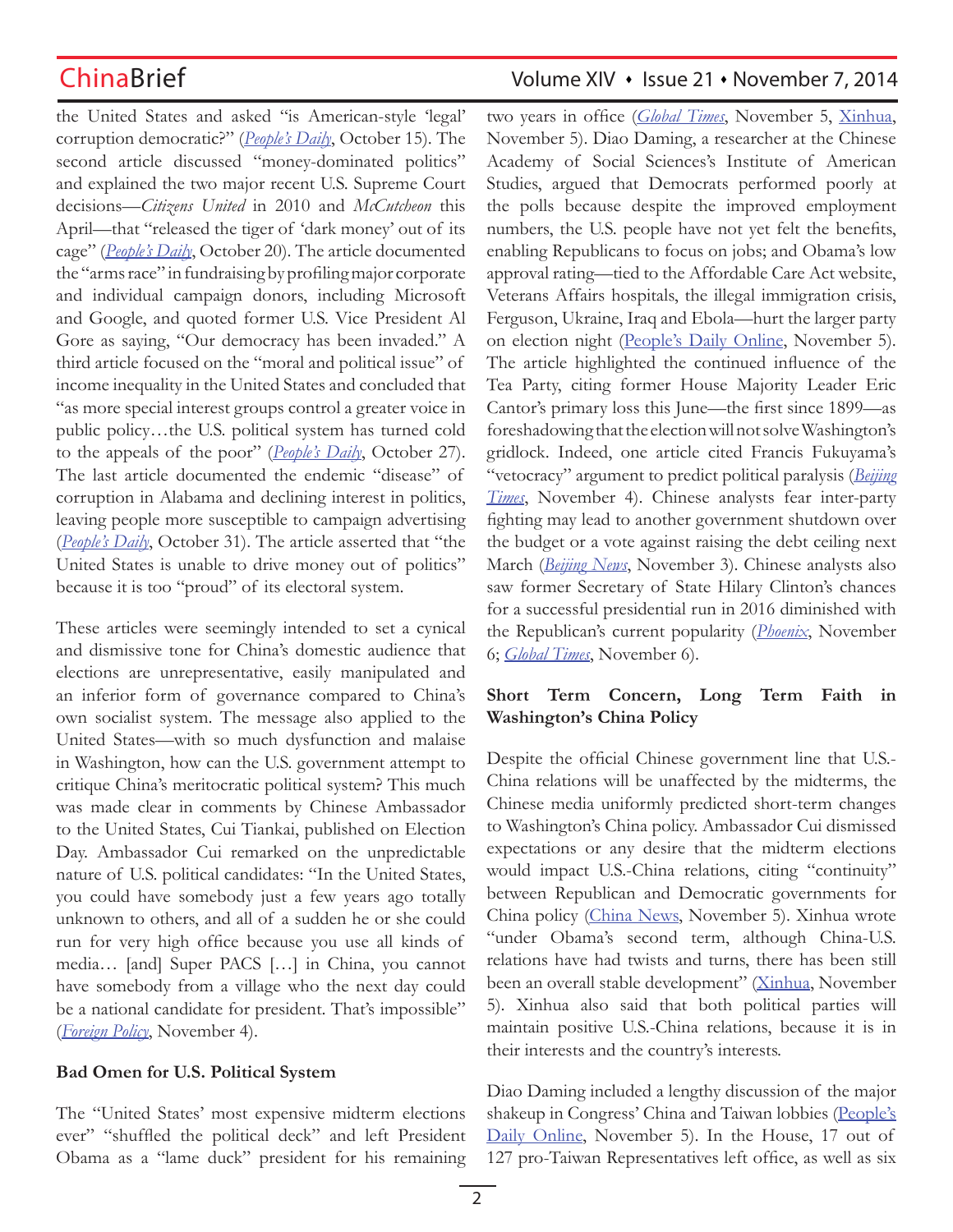the United States and asked "is American-style 'legal' corruption democratic?" (*People's Daily*, October 15). The second article discussed "money-dominated politics" and explained the two major recent U.S. Supreme Court decisions—*Citizens United* in 2010 and *McCutcheon* this April—that "released the tiger of 'dark money' out of its cage" (*People's Daily*, October 20). The article documented the "arms race" in fundraising by profiling major corporate and individual campaign donors, including Microsoft and Google, and quoted former U.S. Vice President Al Gore as saying, "Our democracy has been invaded." A third article focused on the "moral and political issue" of income inequality in the United States and concluded that "as more special interest groups control a greater voice in public policy…the U.S. political system has turned cold to the appeals of the poor" (*People's Daily*, October 27). The last article documented the endemic "disease" of corruption in Alabama and declining interest in politics, leaving people more susceptible to campaign advertising (*People's Daily*, October 31). The article asserted that "the United States is unable to drive money out of politics" because it is too "proud" of its electoral system.

These articles were seemingly intended to set a cynical and dismissive tone for China's domestic audience that elections are unrepresentative, easily manipulated and an inferior form of governance compared to China's own socialist system. The message also applied to the United States—with so much dysfunction and malaise in Washington, how can the U.S. government attempt to critique China's meritocratic political system? This much was made clear in comments by Chinese Ambassador to the United States, Cui Tiankai, published on Election Day. Ambassador Cui remarked on the unpredictable nature of U.S. political candidates: "In the United States, you could have somebody just a few years ago totally unknown to others, and all of a sudden he or she could run for very high office because you use all kinds of media… [and] Super PACS […] in China, you cannot have somebody from a village who the next day could be a national candidate for president. That's impossible" (*Foreign Policy*, November 4).

**Bad Omen for U.S. Political System**

The "United States' most expensive midterm elections ever" "shuffled the political deck" and left President Obama as a "lame duck" president for his remaining two years in office (*Global Times*, November 5, Xinhua, November 5). Diao Daming, a researcher at the Chinese Academy of Social Sciences's Institute of American Studies, argued that Democrats performed poorly at the polls because despite the improved employment numbers, the U.S. people have not yet felt the benefits, enabling Republicans to focus on jobs; and Obama's low approval rating—tied to the Affordable Care Act website, Veterans Affairs hospitals, the illegal immigration crisis, Ferguson, Ukraine, Iraq and Ebola—hurt the larger party on election night (People's Daily Online, November 5). The article highlighted the continued influence of the Tea Party, citing former House Majority Leader Eric Cantor's primary loss this June—the first since 1899—as foreshadowing that the election will not solve Washington's gridlock. Indeed, one article cited Francis Fukuyama's "vetocracy" argument to predict political paralysis (*Beijing Times*, November 4). Chinese analysts fear inter-party fighting may lead to another government shutdown over the budget or a vote against raising the debt ceiling next March (*Beijing News*, November 3). Chinese analysts also saw former Secretary of State Hilary Clinton's chances for a successful presidential run in 2016 diminished with the Republican's current popularity (*Phoenix*, November 6; *Global Times*, November 6).

**Short Term Concern, Long Term Faith in Washington's China Policy**

Despite the official Chinese government line that U.S.-China relations will be unaffected by the midterms, the Chinese media uniformly predicted short-term changes to Washington's China policy. Ambassador Cui dismissed expectations or any desire that the midterm elections would impact U.S.-China relations, citing "continuity" between Republican and Democratic governments for China policy (China News, November 5). Xinhua wrote "under Obama's second term, although China-U.S. relations have had twists and turns, there has been still been an overall stable development" (Xinhua, November 5). Xinhua also said that both political parties will maintain positive U.S.-China relations, because it is in their interests and the country's interests.

Diao Daming included a lengthy discussion of the major shakeup in Congress' China and Taiwan lobbies (People's Daily Online, November 5). In the House, 17 out of 127 pro-Taiwan Representatives left office, as well as six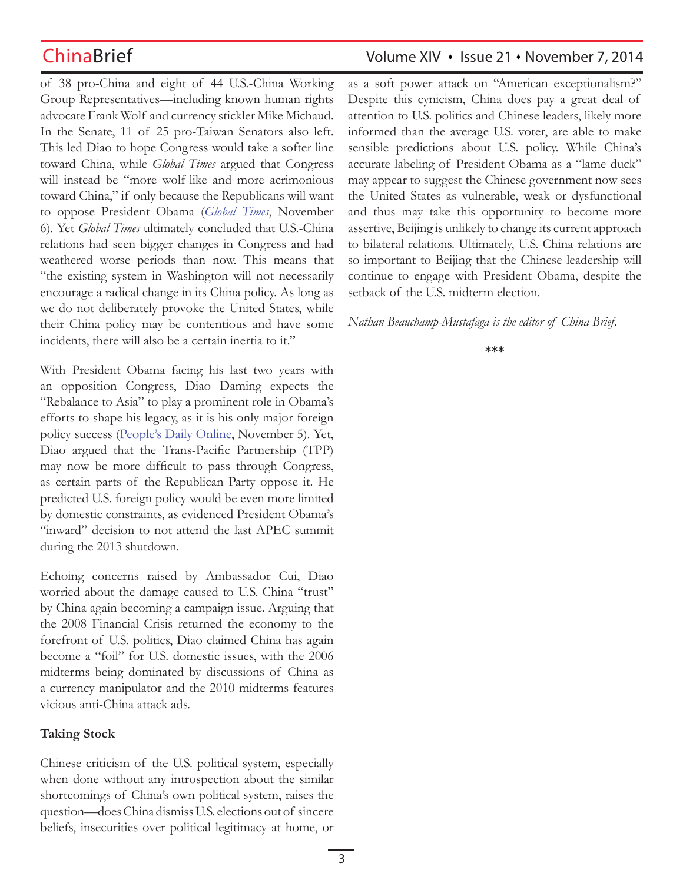of 38 pro-China and eight of 44 U.S.-China Working Group Representatives—including known human rights advocate Frank Wolf and currency stickler Mike Michaud. In the Senate, 11 of 25 pro-Taiwan Senators also left. This led Diao to hope Congress would take a softer line toward China, while *Global Times* argued that Congress will instead be "more wolf-like and more acrimonious toward China," if only because the Republicans will want to oppose President Obama (*Global Times*, November 6). Yet *Global Times* ultimately concluded that U.S.-China relations had seen bigger changes in Congress and had weathered worse periods than now. This means that "the existing system in Washington will not necessarily encourage a radical change in its China policy. As long as we do not deliberately provoke the United States, while their China policy may be contentious and have some incidents, there will also be a certain inertia to it."

With President Obama facing his last two years with an opposition Congress, Diao Daming expects the "Rebalance to Asia" to play a prominent role in Obama's efforts to shape his legacy, as it is his only major foreign policy success (People's Daily Online, November 5). Yet, Diao argued that the Trans-Pacific Partnership (TPP) may now be more difficult to pass through Congress, as certain parts of the Republican Party oppose it. He predicted U.S. foreign policy would be even more limited by domestic constraints, as evidenced President Obama's "inward" decision to not attend the last APEC summit during the 2013 shutdown.

Echoing concerns raised by Ambassador Cui, Diao worried about the damage caused to U.S.-China "trust" by China again becoming a campaign issue. Arguing that the 2008 Financial Crisis returned the economy to the forefront of U.S. politics, Diao claimed China has again become a "foil" for U.S. domestic issues, with the 2006 midterms being dominated by discussions of China as a currency manipulator and the 2010 midterms features vicious anti-China attack ads.

**Taking Stock**

Chinese criticism of the U.S. political system, especially when done without any introspection about the similar shortcomings of China's own political system, raises the question—does China dismiss U.S. elections out of sincere beliefs, insecurities over political legitimacy at home, or as a soft power attack on "American exceptionalism?" Despite this cynicism, China does pay a great deal of attention to U.S. politics and Chinese leaders, likely more informed than the average U.S. voter, are able to make sensible predictions about U.S. policy. While China's accurate labeling of President Obama as a "lame duck" may appear to suggest the Chinese government now sees the United States as vulnerable, weak or dysfunctional and thus may take this opportunity to become more assertive, Beijing is unlikely to change its current approach to bilateral relations. Ultimately, U.S.-China relations are so important to Beijing that the Chinese leadership will continue to engage with President Obama, despite the setback of the U.S. midterm election.

*Nathan Beauchamp-Mustafaga is the editor of China Brief.*

***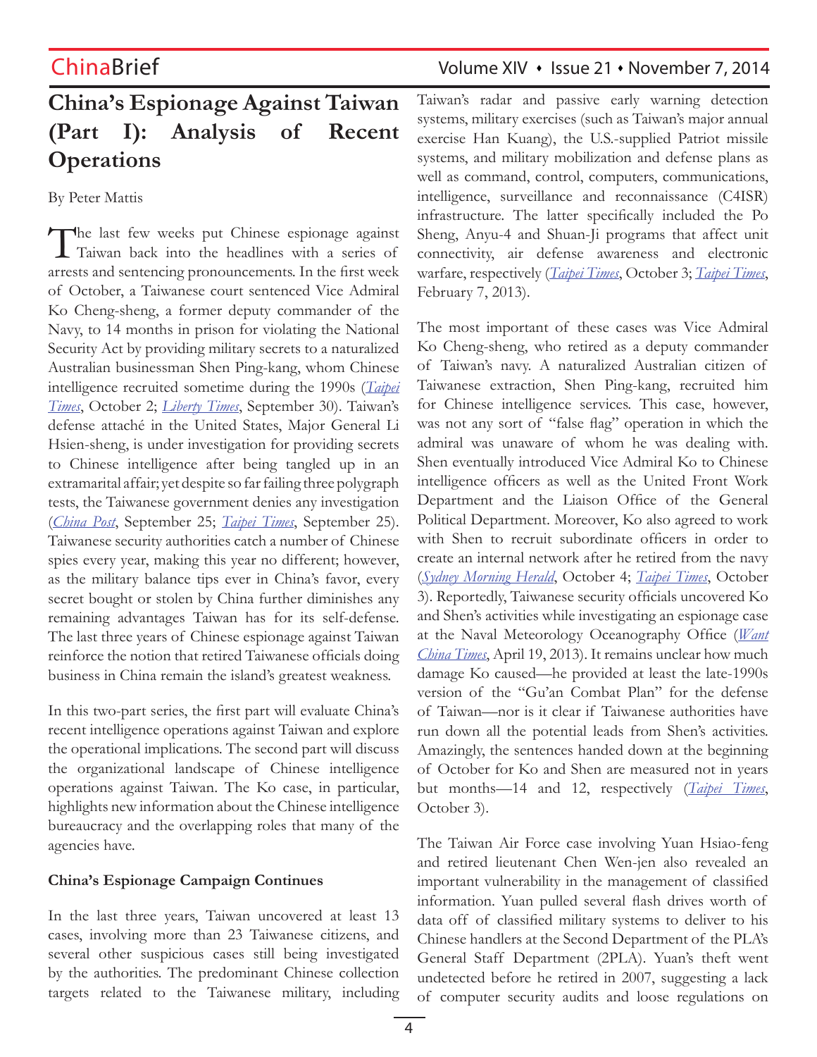# China's Espionage Against Taiwan (Part I): Analysis of Recent Operations

By Peter Mattis

The last few weeks put Chinese espionage against Taiwan back into the headlines with a series of arrests and sentencing pronouncements. In the first week of October, a Taiwanese court sentenced Vice Admiral Ko Cheng-sheng, a former deputy commander of the Navy, to 14 months in prison for violating the National Security Act by providing military secrets to a naturalized Australian businessman Shen Ping-kang, whom Chinese intelligence recruited sometime during the 1990s (*Taipei Times*, October 2; *Liberty Times*, September 30). Taiwan's defense attaché in the United States, Major General Li Hsien-sheng, is under investigation for providing secrets to Chinese intelligence after being tangled up in an extramarital affair; yet despite so far failing three polygraph tests, the Taiwanese government denies any investigation (*China Post*, September 25; *Taipei Times*, September 25). Taiwanese security authorities catch a number of Chinese spies every year, making this year no different; however, as the military balance tips ever in China's favor, every secret bought or stolen by China further diminishes any remaining advantages Taiwan has for its self-defense. The last three years of Chinese espionage against Taiwan reinforce the notion that retired Taiwanese officials doing business in China remain the island's greatest weakness.

In this two-part series, the first part will evaluate China's recent intelligence operations against Taiwan and explore the operational implications. The second part will discuss the organizational landscape of Chinese intelligence operations against Taiwan. The Ko case, in particular, highlights new information about the Chinese intelligence bureaucracy and the overlapping roles that many of the agencies have.

**China's Espionage Campaign Continues**

In the last three years, Taiwan uncovered at least 13 cases, involving more than 23 Taiwanese citizens, and several other suspicious cases still being investigated by the authorities. The predominant Chinese collection targets related to the Taiwanese military, including Taiwan's radar and passive early warning detection systems, military exercises (such as Taiwan's major annual exercise Han Kuang), the U.S.-supplied Patriot missile systems, and military mobilization and defense plans as well as command, control, computers, communications, intelligence, surveillance and reconnaissance (C4ISR) infrastructure. The latter specifically included the Po Sheng, Anyu-4 and Shuan-Ji programs that affect unit connectivity, air defense awareness and electronic warfare, respectively (*Taipei Times*, October 3; *Taipei Times*, February 7, 2013).

The most important of these cases was Vice Admiral Ko Cheng-sheng, who retired as a deputy commander of Taiwan's navy. A naturalized Australian citizen of Taiwanese extraction, Shen Ping-kang, recruited him for Chinese intelligence services. This case, however, was not any sort of "false flag" operation in which the admiral was unaware of whom he was dealing with. Shen eventually introduced Vice Admiral Ko to Chinese intelligence officers as well as the United Front Work Department and the Liaison Office of the General Political Department. Moreover, Ko also agreed to work with Shen to recruit subordinate officers in order to create an internal network after he retired from the navy (*Sydney Morning Herald*, October 4; *Taipei Times*, October 3). Reportedly, Taiwanese security officials uncovered Ko and Shen's activities while investigating an espionage case at the Naval Meteorology Oceanography Office (*Want China Times*, April 19, 2013). It remains unclear how much damage Ko caused—he provided at least the late-1990s version of the "Gu'an Combat Plan" for the defense of Taiwan—nor is it clear if Taiwanese authorities have run down all the potential leads from Shen's activities. Amazingly, the sentences handed down at the beginning of October for Ko and Shen are measured not in years but months—14 and 12, respectively (*Taipei Times*, October 3).

The Taiwan Air Force case involving Yuan Hsiao-feng and retired lieutenant Chen Wen-jen also revealed an important vulnerability in the management of classified information. Yuan pulled several flash drives worth of data off of classified military systems to deliver to his Chinese handlers at the Second Department of the PLA's General Staff Department (2PLA). Yuan's theft went undetected before he retired in 2007, suggesting a lack of computer security audits and loose regulations on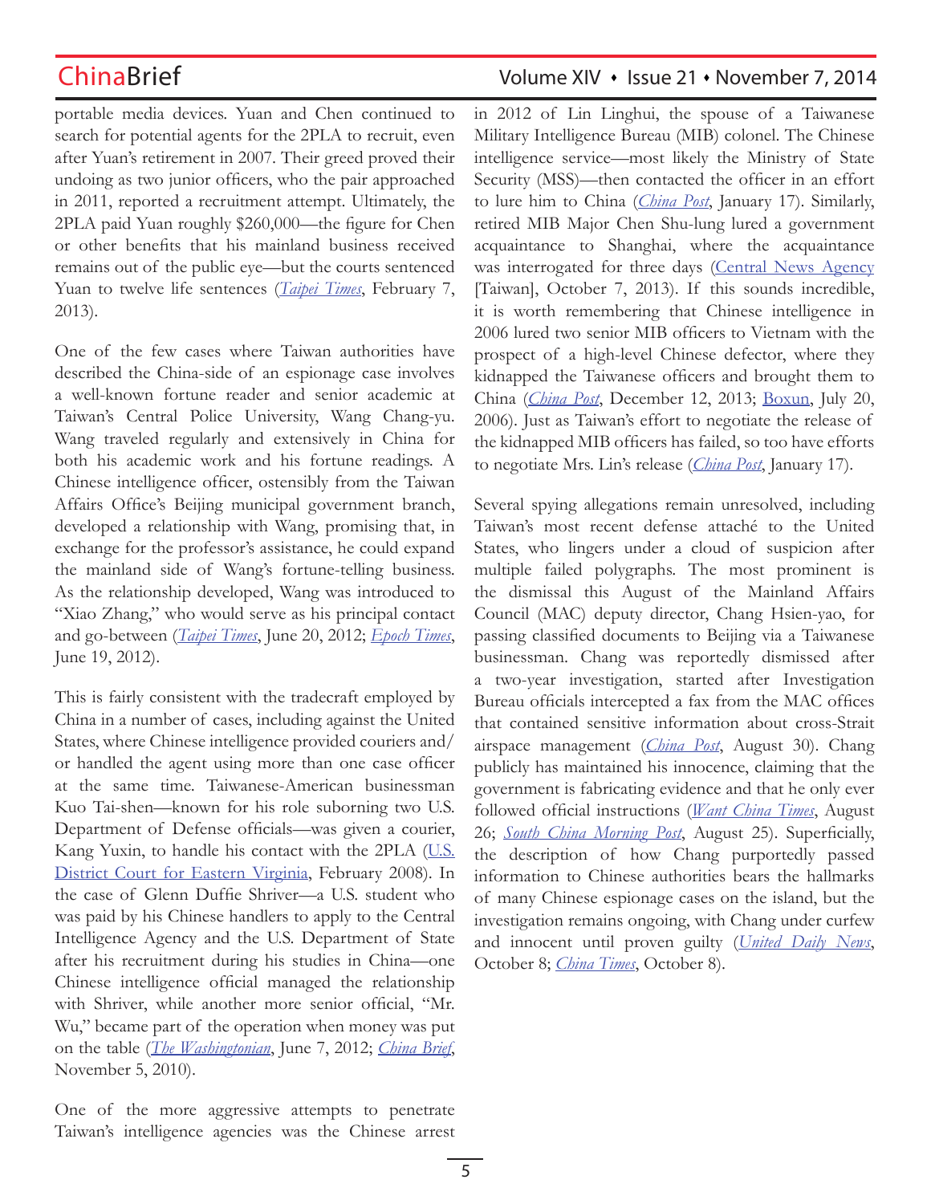portable media devices. Yuan and Chen continued to search for potential agents for the 2PLA to recruit, even after Yuan's retirement in 2007. Their greed proved their undoing as two junior officers, who the pair approached in 2011, reported a recruitment attempt. Ultimately, the 2PLA paid Yuan roughly $260,000—the figure for Chen or other benefits that his mainland business received remains out of the public eye—but the courts sentenced Yuan to twelve life sentences (*Taipei Times*, February 7, 2013).

One of the few cases where Taiwan authorities have described the China-side of an espionage case involves a well-known fortune reader and senior academic at Taiwan's Central Police University, Wang Chang-yu. Wang traveled regularly and extensively in China for both his academic work and his fortune readings. A Chinese intelligence officer, ostensibly from the Taiwan Affairs Office's Beijing municipal government branch, developed a relationship with Wang, promising that, in exchange for the professor's assistance, he could expand the mainland side of Wang's fortune-telling business. As the relationship developed, Wang was introduced to "Xiao Zhang," who would serve as his principal contact and go-between (*Taipei Times*, June 20, 2012; *Epoch Times*, June 19, 2012).

This is fairly consistent with the tradecraft employed by China in a number of cases, including against the United States, where Chinese intelligence provided couriers and/or handled the agent using more than one case officer at the same time. Taiwanese-American businessman Kuo Tai-shen—known for his role suborning two U.S. Department of Defense officials—was given a courier, Kang Yuxin, to handle his contact with the 2PLA (U.S. District Court for Eastern Virginia, February 2008). In the case of Glenn Duffie Shriver—a U.S. student who was paid by his Chinese handlers to apply to the Central Intelligence Agency and the U.S. Department of State after his recruitment during his studies in China—one Chinese intelligence official managed the relationship with Shriver, while another more senior official, "Mr. Wu," became part of the operation when money was put on the table (*The Washingtonian*, June 7, 2012; *China Brief*, November 5, 2010).

One of the more aggressive attempts to penetrate Taiwan's intelligence agencies was the Chinese arrest in 2012 of Lin Linghui, the spouse of a Taiwanese Military Intelligence Bureau (MIB) colonel. The Chinese intelligence service—most likely the Ministry of State Security (MSS)—then contacted the officer in an effort to lure him to China (*China Post*, January 17). Similarly, retired MIB Major Chen Shu-lung lured a government acquaintance to Shanghai, where the acquaintance was interrogated for three days (Central News Agency [Taiwan], October 7, 2013). If this sounds incredible, it is worth remembering that Chinese intelligence in 2006 lured two senior MIB officers to Vietnam with the prospect of a high-level Chinese defector, where they kidnapped the Taiwanese officers and brought them to China (*China Post*, December 12, 2013; Boxun, July 20, 2006). Just as Taiwan's effort to negotiate the release of the kidnapped MIB officers has failed, so too have efforts to negotiate Mrs. Lin's release (*China Post*, January 17).

Several spying allegations remain unresolved, including Taiwan's most recent defense attaché to the United States, who lingers under a cloud of suspicion after multiple failed polygraphs. The most prominent is the dismissal this August of the Mainland Affairs Council (MAC) deputy director, Chang Hsien-yao, for passing classified documents to Beijing via a Taiwanese businessman. Chang was reportedly dismissed after a two-year investigation, started after Investigation Bureau officials intercepted a fax from the MAC offices that contained sensitive information about cross-Strait airspace management (*China Post*, August 30). Chang publicly has maintained his innocence, claiming that the government is fabricating evidence and that he only ever followed official instructions (*Want China Times*, August 26; *South China Morning Post*, August 25). Superficially, the description of how Chang purportedly passed information to Chinese authorities bears the hallmarks of many Chinese espionage cases on the island, but the investigation remains ongoing, with Chang under curfew and innocent until proven guilty (*United Daily News*, October 8; *China Times*, October 8).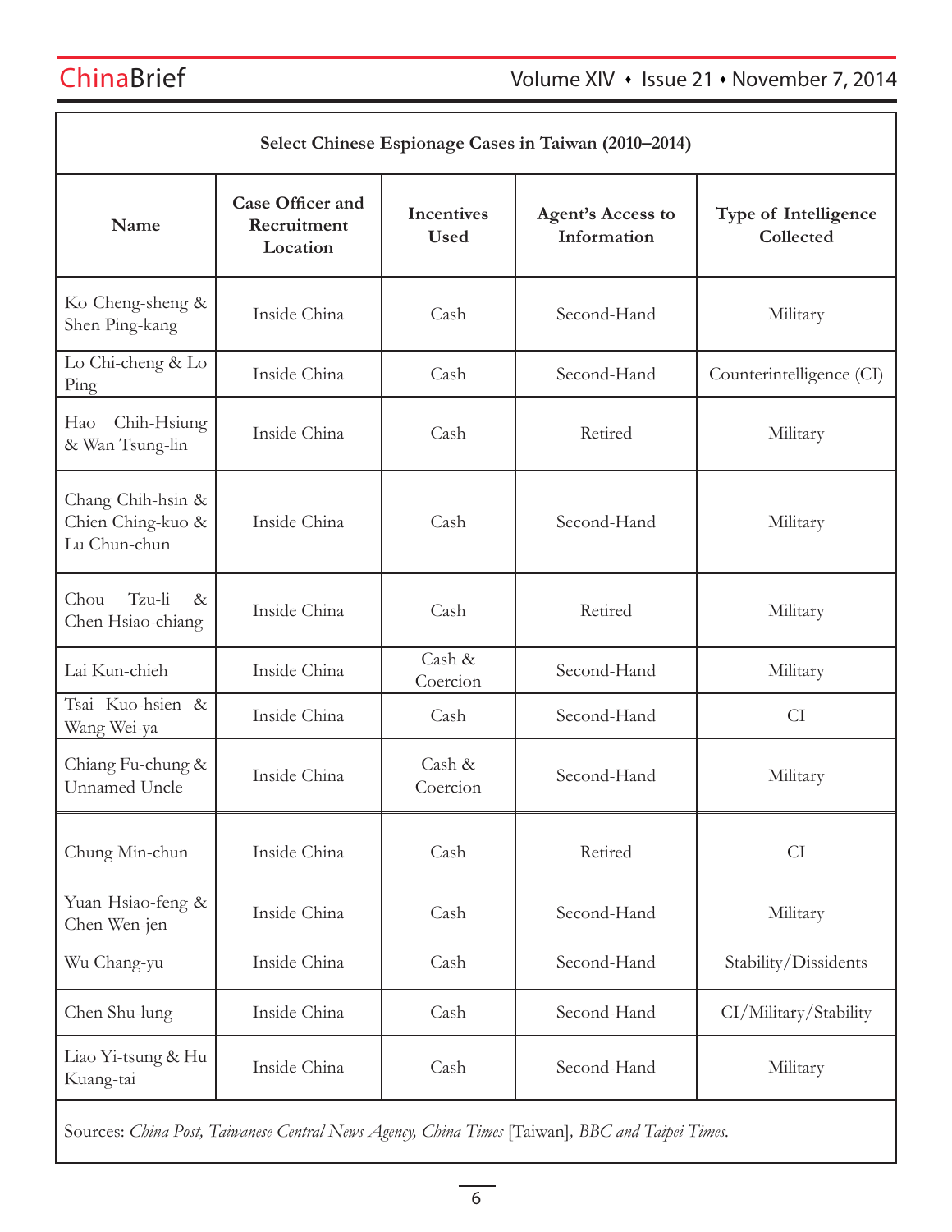| Select Chinese Espionage Cases in Taiwan (2010–2014) | | | | |
|---|---|---|---|---|
| **Name** | **Case Officer and Recruitment Location** | **Incentives Used** | **Agent's Access to Information** | **Type of Intelligence Collected** |
| Ko Cheng-sheng & Shen Ping-kang | Inside China | Cash | Second-Hand | Military |
| Lo Chi-cheng & Lo Ping | Inside China | Cash | Second-Hand | Counterintelligence (CI) |
| Hao Chih-Hsiung & Wan Tsung-lin | Inside China | Cash | Retired | Military |
| Chang Chih-hsin & Chien Ching-kuo & Lu Chun-chun | Inside China | Cash | Second-Hand | Military |
| Chou Tzu-li & Chen Hsiao-chiang | Inside China | Cash | Retired | Military |
| Lai Kun-chieh | Inside China | Cash & Coercion | Second-Hand | Military |
| Tsai Kuo-hsien & Wang Wei-ya | Inside China | Cash | Second-Hand | CI |
| Chiang Fu-chung & Unnamed Uncle | Inside China | Cash & Coercion | Second-Hand | Military |
| Chung Min-chun | Inside China | Cash | Retired | CI |
| Yuan Hsiao-feng & Chen Wen-jen | Inside China | Cash | Second-Hand | Military |
| Wu Chang-yu | Inside China | Cash | Second-Hand | Stability/Dissidents |
| Chen Shu-lung | Inside China | Cash | Second-Hand | CI/Military/Stability |
| Liao Yi-tsung & Hu Kuang-tai | Inside China | Cash | Second-Hand | Military |

Sources: *China Post, Taiwanese Central News Agency, China Times* [Taiwan], *BBC and Taipei Times.*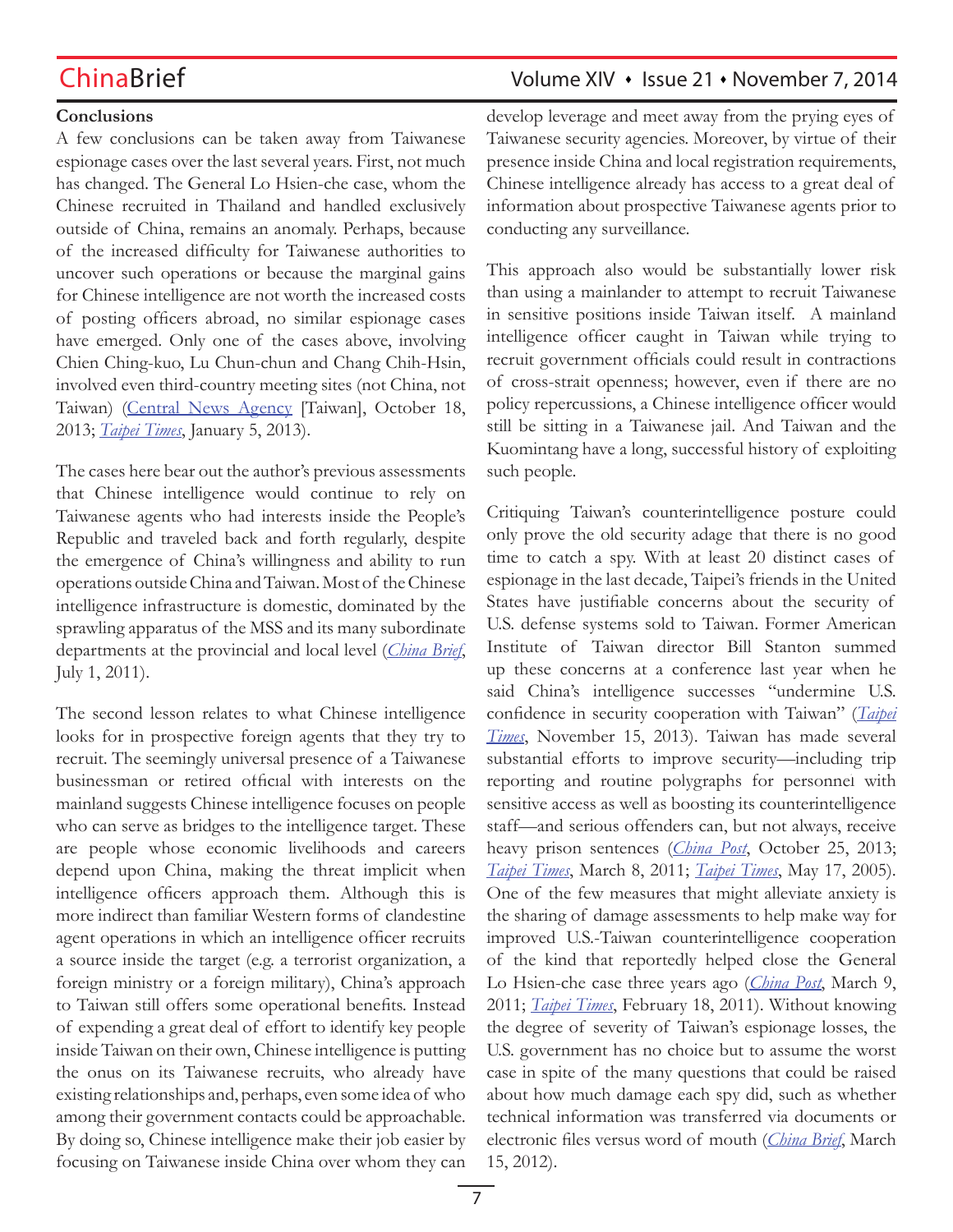**Conclusions**

A few conclusions can be taken away from Taiwanese espionage cases over the last several years. First, not much has changed. The General Lo Hsien-che case, whom the Chinese recruited in Thailand and handled exclusively outside of China, remains an anomaly. Perhaps, because of the increased difficulty for Taiwanese authorities to uncover such operations or because the marginal gains for Chinese intelligence are not worth the increased costs of posting officers abroad, no similar espionage cases have emerged. Only one of the cases above, involving Chien Ching-kuo, Lu Chun-chun and Chang Chih-Hsin, involved even third-country meeting sites (not China, not Taiwan) (Central News Agency [Taiwan], October 18, 2013; *Taipei Times*, January 5, 2013).

The cases here bear out the author's previous assessments that Chinese intelligence would continue to rely on Taiwanese agents who had interests inside the People's Republic and traveled back and forth regularly, despite the emergence of China's willingness and ability to run operations outside China and Taiwan. Most of the Chinese intelligence infrastructure is domestic, dominated by the sprawling apparatus of the MSS and its many subordinate departments at the provincial and local level (*China Brief*, July 1, 2011).

The second lesson relates to what Chinese intelligence looks for in prospective foreign agents that they try to recruit. The seemingly universal presence of a Taiwanese businessman or retired official with interests on the mainland suggests Chinese intelligence focuses on people who can serve as bridges to the intelligence target. These are people whose economic livelihoods and careers depend upon China, making the threat implicit when intelligence officers approach them. Although this is more indirect than familiar Western forms of clandestine agent operations in which an intelligence officer recruits a source inside the target (e.g. a terrorist organization, a foreign ministry or a foreign military), China's approach to Taiwan still offers some operational benefits. Instead of expending a great deal of effort to identify key people inside Taiwan on their own, Chinese intelligence is putting the onus on its Taiwanese recruits, who already have existing relationships and, perhaps, even some idea of who among their government contacts could be approachable. By doing so, Chinese intelligence make their job easier by focusing on Taiwanese inside China over whom they can develop leverage and meet away from the prying eyes of Taiwanese security agencies. Moreover, by virtue of their presence inside China and local registration requirements, Chinese intelligence already has access to a great deal of information about prospective Taiwanese agents prior to conducting any surveillance.

This approach also would be substantially lower risk than using a mainlander to attempt to recruit Taiwanese in sensitive positions inside Taiwan itself. A mainland intelligence officer caught in Taiwan while trying to recruit government officials could result in contractions of cross-strait openness; however, even if there are no policy repercussions, a Chinese intelligence officer would still be sitting in a Taiwanese jail. And Taiwan and the Kuomintang have a long, successful history of exploiting such people.

Critiquing Taiwan's counterintelligence posture could only prove the old security adage that there is no good time to catch a spy. With at least 20 distinct cases of espionage in the last decade, Taipei's friends in the United States have justifiable concerns about the security of U.S. defense systems sold to Taiwan. Former American Institute of Taiwan director Bill Stanton summed up these concerns at a conference last year when he said China's intelligence successes "undermine U.S. confidence in security cooperation with Taiwan" (*Taipei Times*, November 15, 2013). Taiwan has made several substantial efforts to improve security—including trip reporting and routine polygraphs for personnel with sensitive access as well as boosting its counterintelligence staff—and serious offenders can, but not always, receive heavy prison sentences (*China Post*, October 25, 2013; *Taipei Times*, March 8, 2011; *Taipei Times*, May 17, 2005). One of the few measures that might alleviate anxiety is the sharing of damage assessments to help make way for improved U.S.-Taiwan counterintelligence cooperation of the kind that reportedly helped close the General Lo Hsien-che case three years ago (*China Post*, March 9, 2011; *Taipei Times*, February 18, 2011). Without knowing the degree of severity of Taiwan's espionage losses, the U.S. government has no choice but to assume the worst case in spite of the many questions that could be raised about how much damage each spy did, such as whether technical information was transferred via documents or electronic files versus word of mouth (*China Brief*, March 15, 2012).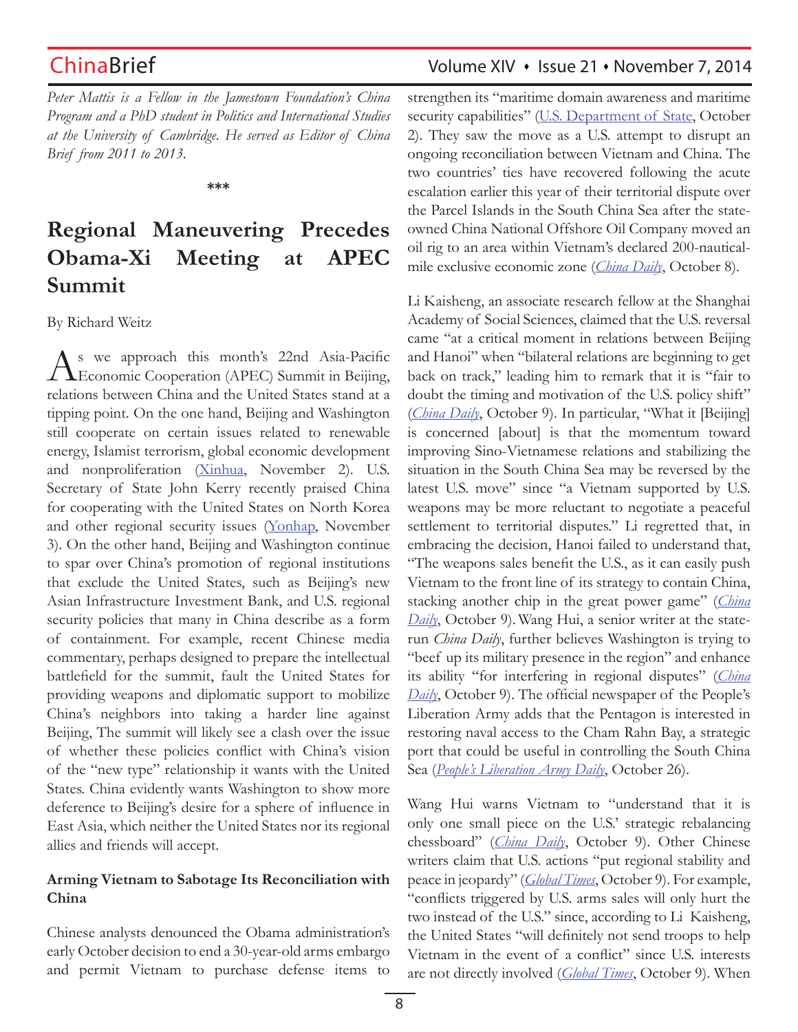*Peter Mattis is a Fellow in the Jamestown Foundation's China Program and a PhD student in Politics and International Studies at the University of Cambridge. He served as Editor of China Brief from 2011 to 2013.*

\*\*\*

# Regional Maneuvering Precedes Obama-Xi Meeting at APEC Summit

By Richard Weitz

As we approach this month's 22nd Asia-Pacific Economic Cooperation (APEC) Summit in Beijing, relations between China and the United States stand at a tipping point. On the one hand, Beijing and Washington still cooperate on certain issues related to renewable energy, Islamist terrorism, global economic development and nonproliferation (Xinhua, November 2). U.S. Secretary of State John Kerry recently praised China for cooperating with the United States on North Korea and other regional security issues (Yonhap, November 3). On the other hand, Beijing and Washington continue to spar over China's promotion of regional institutions that exclude the United States, such as Beijing's new Asian Infrastructure Investment Bank, and U.S. regional security policies that many in China describe as a form of containment. For example, recent Chinese media commentary, perhaps designed to prepare the intellectual battlefield for the summit, fault the United States for providing weapons and diplomatic support to mobilize China's neighbors into taking a harder line against Beijing, The summit will likely see a clash over the issue of whether these policies conflict with China's vision of the "new type" relationship it wants with the United States. China evidently wants Washington to show more deference to Beijing's desire for a sphere of influence in East Asia, which neither the United States nor its regional allies and friends will accept.

**Arming Vietnam to Sabotage Its Reconciliation with China**

Chinese analysts denounced the Obama administration's early October decision to end a 30-year-old arms embargo and permit Vietnam to purchase defense items to strengthen its "maritime domain awareness and maritime security capabilities" (U.S. Department of State, October 2). They saw the move as a U.S. attempt to disrupt an ongoing reconciliation between Vietnam and China. The two countries' ties have recovered following the acute escalation earlier this year of their territorial dispute over the Parcel Islands in the South China Sea after the state-owned China National Offshore Oil Company moved an oil rig to an area within Vietnam's declared 200-nautical-mile exclusive economic zone (*China Daily*, October 8).

Li Kaisheng, an associate research fellow at the Shanghai Academy of Social Sciences, claimed that the U.S. reversal came "at a critical moment in relations between Beijing and Hanoi" when "bilateral relations are beginning to get back on track," leading him to remark that it is "fair to doubt the timing and motivation of the U.S. policy shift" (*China Daily*, October 9). In particular, "What it [Beijing] is concerned [about] is that the momentum toward improving Sino-Vietnamese relations and stabilizing the situation in the South China Sea may be reversed by the latest U.S. move" since "a Vietnam supported by U.S. weapons may be more reluctant to negotiate a peaceful settlement to territorial disputes." Li regretted that, in embracing the decision, Hanoi failed to understand that, "The weapons sales benefit the U.S., as it can easily push Vietnam to the front line of its strategy to contain China, stacking another chip in the great power game" (*China Daily*, October 9). Wang Hui, a senior writer at the state-run *China Daily*, further believes Washington is trying to "beef up its military presence in the region" and enhance its ability "for interfering in regional disputes" (*China Daily*, October 9). The official newspaper of the People's Liberation Army adds that the Pentagon is interested in restoring naval access to the Cham Rahn Bay, a strategic port that could be useful in controlling the South China Sea (*People's Liberation Army Daily*, October 26).

Wang Hui warns Vietnam to "understand that it is only one small piece on the U.S.' strategic rebalancing chessboard" (*China Daily*, October 9). Other Chinese writers claim that U.S. actions "put regional stability and peace in jeopardy" (*Global Times*, October 9). For example, "conflicts triggered by U.S. arms sales will only hurt the two instead of the U.S." since, according to Li Kaisheng, the United States "will definitely not send troops to help Vietnam in the event of a conflict" since U.S. interests are not directly involved (*Global Times*, October 9). When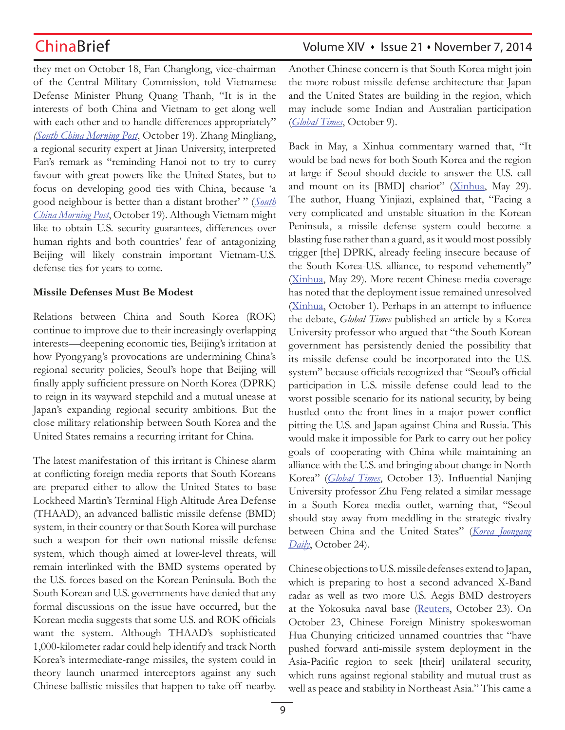they met on October 18, Fan Changlong, vice-chairman of the Central Military Commission, told Vietnamese Defense Minister Phung Quang Thanh, "It is in the interests of both China and Vietnam to get along well with each other and to handle differences appropriately" (*South China Morning Post*, October 19). Zhang Mingliang, a regional security expert at Jinan University, interpreted Fan's remark as "reminding Hanoi not to try to curry favour with great powers like the United States, but to focus on developing good ties with China, because 'a good neighbour is better than a distant brother' " (*South China Morning Post*, October 19). Although Vietnam might like to obtain U.S. security guarantees, differences over human rights and both countries' fear of antagonizing Beijing will likely constrain important Vietnam-U.S. defense ties for years to come.

**Missile Defenses Must Be Modest**

Relations between China and South Korea (ROK) continue to improve due to their increasingly overlapping interests—deepening economic ties, Beijing's irritation at how Pyongyang's provocations are undermining China's regional security policies, Seoul's hope that Beijing will finally apply sufficient pressure on North Korea (DPRK) to reign in its wayward stepchild and a mutual unease at Japan's expanding regional security ambitions. But the close military relationship between South Korea and the United States remains a recurring irritant for China.

The latest manifestation of this irritant is Chinese alarm at conflicting foreign media reports that South Koreans are prepared either to allow the United States to base Lockheed Martin's Terminal High Altitude Area Defense (THAAD), an advanced ballistic missile defense (BMD) system, in their country or that South Korea will purchase such a weapon for their own national missile defense system, which though aimed at lower-level threats, will remain interlinked with the BMD systems operated by the U.S. forces based on the Korean Peninsula. Both the South Korean and U.S. governments have denied that any formal discussions on the issue have occurred, but the Korean media suggests that some U.S. and ROK officials want the system. Although THAAD's sophisticated 1,000-kilometer radar could help identify and track North Korea's intermediate-range missiles, the system could in theory launch unarmed interceptors against any such Chinese ballistic missiles that happen to take off nearby. Another Chinese concern is that South Korea might join the more robust missile defense architecture that Japan and the United States are building in the region, which may include some Indian and Australian participation (*Global Times*, October 9).

Back in May, a Xinhua commentary warned that, "It would be bad news for both South Korea and the region at large if Seoul should decide to answer the U.S. call and mount on its [BMD] chariot" (Xinhua, May 29). The author, Huang Yinjiazi, explained that, "Facing a very complicated and unstable situation in the Korean Peninsula, a missile defense system could become a blasting fuse rather than a guard, as it would most possibly trigger [the] DPRK, already feeling insecure because of the South Korea-U.S. alliance, to respond vehemently" (Xinhua, May 29). More recent Chinese media coverage has noted that the deployment issue remained unresolved (Xinhua, October 1). Perhaps in an attempt to influence the debate, *Global Times* published an article by a Korea University professor who argued that "the South Korean government has persistently denied the possibility that its missile defense could be incorporated into the U.S. system" because officials recognized that "Seoul's official participation in U.S. missile defense could lead to the worst possible scenario for its national security, by being hustled onto the front lines in a major power conflict pitting the U.S. and Japan against China and Russia. This would make it impossible for Park to carry out her policy goals of cooperating with China while maintaining an alliance with the U.S. and bringing about change in North Korea" (*Global Times*, October 13). Influential Nanjing University professor Zhu Feng related a similar message in a South Korea media outlet, warning that, "Seoul should stay away from meddling in the strategic rivalry between China and the United States" (*Korea Joongang Daily*, October 24).

Chinese objections to U.S. missile defenses extend to Japan, which is preparing to host a second advanced X-Band radar as well as two more U.S. Aegis BMD destroyers at the Yokosuka naval base (Reuters, October 23). On October 23, Chinese Foreign Ministry spokeswoman Hua Chunying criticized unnamed countries that "have pushed forward anti-missile system deployment in the Asia-Pacific region to seek [their] unilateral security, which runs against regional stability and mutual trust as well as peace and stability in Northeast Asia." This came a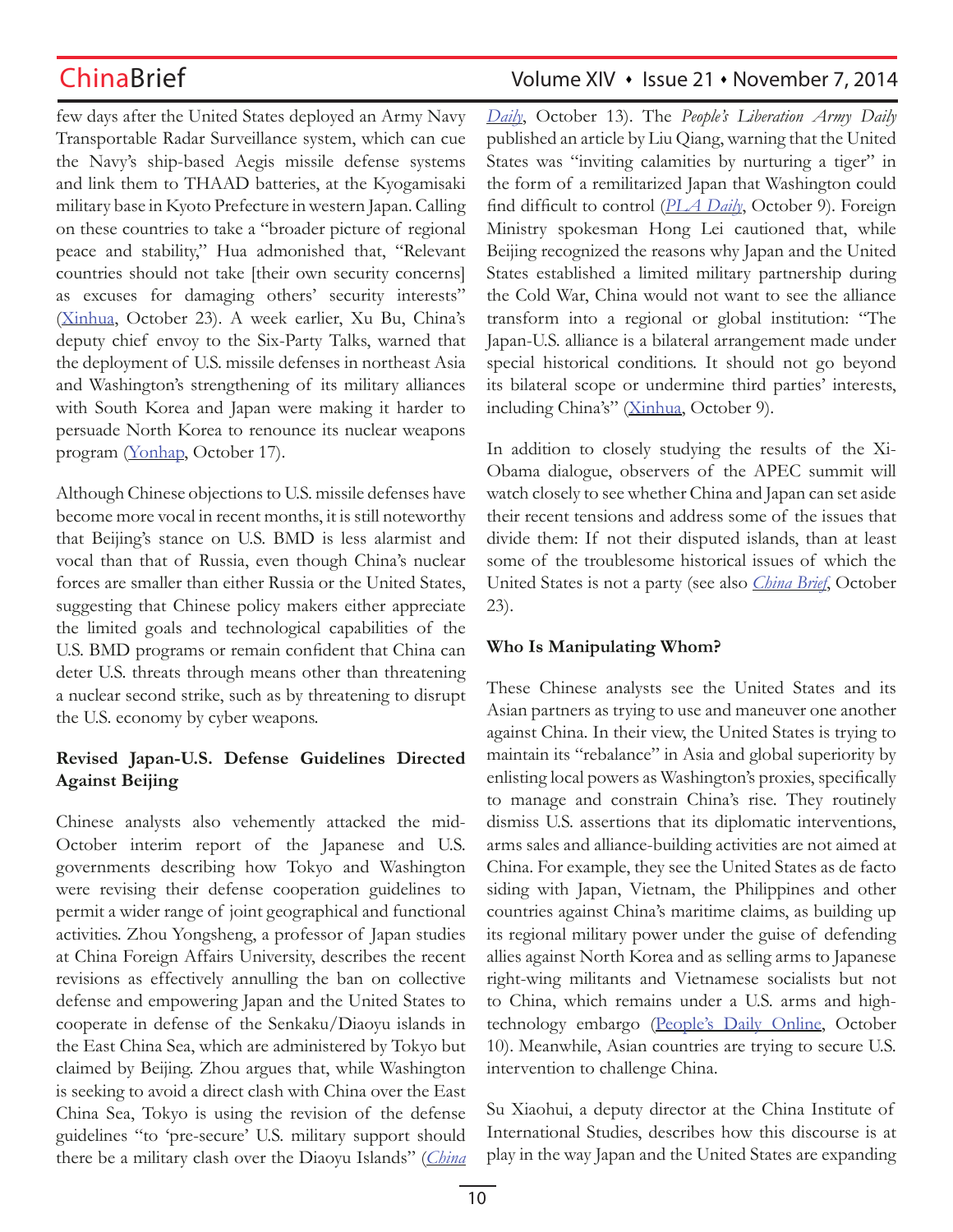few days after the United States deployed an Army Navy Transportable Radar Surveillance system, which can cue the Navy's ship-based Aegis missile defense systems and link them to THAAD batteries, at the Kyogamisaki military base in Kyoto Prefecture in western Japan. Calling on these countries to take a "broader picture of regional peace and stability," Hua admonished that, "Relevant countries should not take [their own security concerns] as excuses for damaging others' security interests" (Xinhua, October 23). A week earlier, Xu Bu, China's deputy chief envoy to the Six-Party Talks, warned that the deployment of U.S. missile defenses in northeast Asia and Washington's strengthening of its military alliances with South Korea and Japan were making it harder to persuade North Korea to renounce its nuclear weapons program (Yonhap, October 17).

Although Chinese objections to U.S. missile defenses have become more vocal in recent months, it is still noteworthy that Beijing's stance on U.S. BMD is less alarmist and vocal than that of Russia, even though China's nuclear forces are smaller than either Russia or the United States, suggesting that Chinese policy makers either appreciate the limited goals and technological capabilities of the U.S. BMD programs or remain confident that China can deter U.S. threats through means other than threatening a nuclear second strike, such as by threatening to disrupt the U.S. economy by cyber weapons.

**Revised Japan-U.S. Defense Guidelines Directed Against Beijing**

Chinese analysts also vehemently attacked the mid-October interim report of the Japanese and U.S. governments describing how Tokyo and Washington were revising their defense cooperation guidelines to permit a wider range of joint geographical and functional activities. Zhou Yongsheng, a professor of Japan studies at China Foreign Affairs University, describes the recent revisions as effectively annulling the ban on collective defense and empowering Japan and the United States to cooperate in defense of the Senkaku/Diaoyu islands in the East China Sea, which are administered by Tokyo but claimed by Beijing. Zhou argues that, while Washington is seeking to avoid a direct clash with China over the East China Sea, Tokyo is using the revision of the defense guidelines "to 'pre-secure' U.S. military support should there be a military clash over the Diaoyu Islands" (*China Daily*, October 13). The *People's Liberation Army Daily* published an article by Liu Qiang, warning that the United States was "inviting calamities by nurturing a tiger" in the form of a remilitarized Japan that Washington could find difficult to control (*PLA Daily*, October 9). Foreign Ministry spokesman Hong Lei cautioned that, while Beijing recognized the reasons why Japan and the United States established a limited military partnership during the Cold War, China would not want to see the alliance transform into a regional or global institution: "The Japan-U.S. alliance is a bilateral arrangement made under special historical conditions. It should not go beyond its bilateral scope or undermine third parties' interests, including China's" (Xinhua, October 9).

In addition to closely studying the results of the Xi-Obama dialogue, observers of the APEC summit will watch closely to see whether China and Japan can set aside their recent tensions and address some of the issues that divide them: If not their disputed islands, than at least some of the troublesome historical issues of which the United States is not a party (see also *China Brief*, October 23).

**Who Is Manipulating Whom?**

These Chinese analysts see the United States and its Asian partners as trying to use and maneuver one another against China. In their view, the United States is trying to maintain its "rebalance" in Asia and global superiority by enlisting local powers as Washington's proxies, specifically to manage and constrain China's rise. They routinely dismiss U.S. assertions that its diplomatic interventions, arms sales and alliance-building activities are not aimed at China. For example, they see the United States as de facto siding with Japan, Vietnam, the Philippines and other countries against China's maritime claims, as building up its regional military power under the guise of defending allies against North Korea and as selling arms to Japanese right-wing militants and Vietnamese socialists but not to China, which remains under a U.S. arms and high-technology embargo (People's Daily Online, October 10). Meanwhile, Asian countries are trying to secure U.S. intervention to challenge China.

Su Xiaohui, a deputy director at the China Institute of International Studies, describes how this discourse is at play in the way Japan and the United States are expanding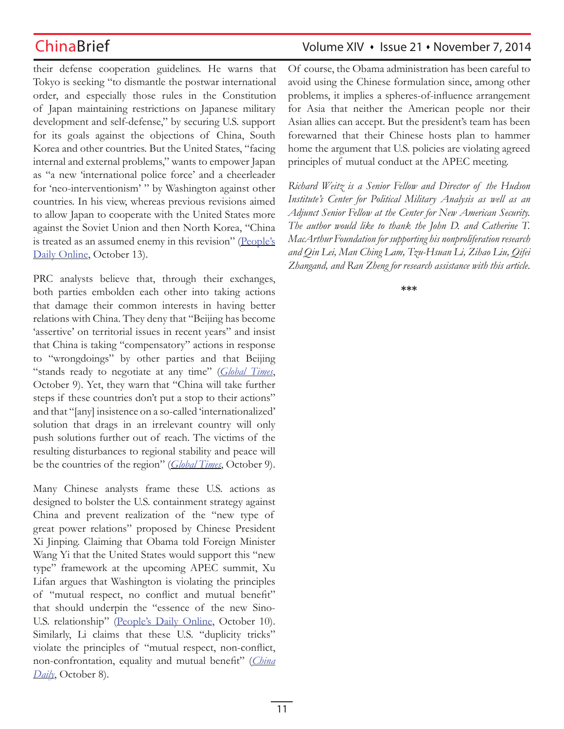their defense cooperation guidelines. He warns that Tokyo is seeking "to dismantle the postwar international order, and especially those rules in the Constitution of Japan maintaining restrictions on Japanese military development and self-defense," by securing U.S. support for its goals against the objections of China, South Korea and other countries. But the United States, "facing internal and external problems," wants to empower Japan as "a new 'international police force' and a cheerleader for 'neo-interventionism' " by Washington against other countries. In his view, whereas previous revisions aimed to allow Japan to cooperate with the United States more against the Soviet Union and then North Korea, "China is treated as an assumed enemy in this revision" (People's Daily Online, October 13).

PRC analysts believe that, through their exchanges, both parties embolden each other into taking actions that damage their common interests in having better relations with China. They deny that "Beijing has become 'assertive' on territorial issues in recent years" and insist that China is taking "compensatory" actions in response to "wrongdoings" by other parties and that Beijing "stands ready to negotiate at any time" (*Global Times*, October 9). Yet, they warn that "China will take further steps if these countries don't put a stop to their actions" and that "[any] insistence on a so-called 'internationalized' solution that drags in an irrelevant country will only push solutions further out of reach. The victims of the resulting disturbances to regional stability and peace will be the countries of the region" (*Global Times*, October 9).

Many Chinese analysts frame these U.S. actions as designed to bolster the U.S. containment strategy against China and prevent realization of the "new type of great power relations" proposed by Chinese President Xi Jinping. Claiming that Obama told Foreign Minister Wang Yi that the United States would support this "new type" framework at the upcoming APEC summit, Xu Lifan argues that Washington is violating the principles of "mutual respect, no conflict and mutual benefit" that should underpin the "essence of the new Sino-U.S. relationship" (People's Daily Online, October 10). Similarly, Li claims that these U.S. "duplicity tricks" violate the principles of "mutual respect, non-conflict, non-confrontation, equality and mutual benefit" (*China Daily*, October 8).

Of course, the Obama administration has been careful to avoid using the Chinese formulation since, among other problems, it implies a spheres-of-influence arrangement for Asia that neither the American people nor their Asian allies can accept. But the president's team has been forewarned that their Chinese hosts plan to hammer home the argument that U.S. policies are violating agreed principles of mutual conduct at the APEC meeting.

*Richard Weitz is a Senior Fellow and Director of the Hudson Institute's Center for Political Military Analysis as well as an Adjunct Senior Fellow at the Center for New American Security. The author would like to thank the John D. and Catherine T. MacArthur Foundation for supporting his nonproliferation research and Qin Lei, Man Ching Lam, Tzu-Hsuan Li, Zihao Liu, Qifei Zhangand, and Ran Zheng for research assistance with this article.*

***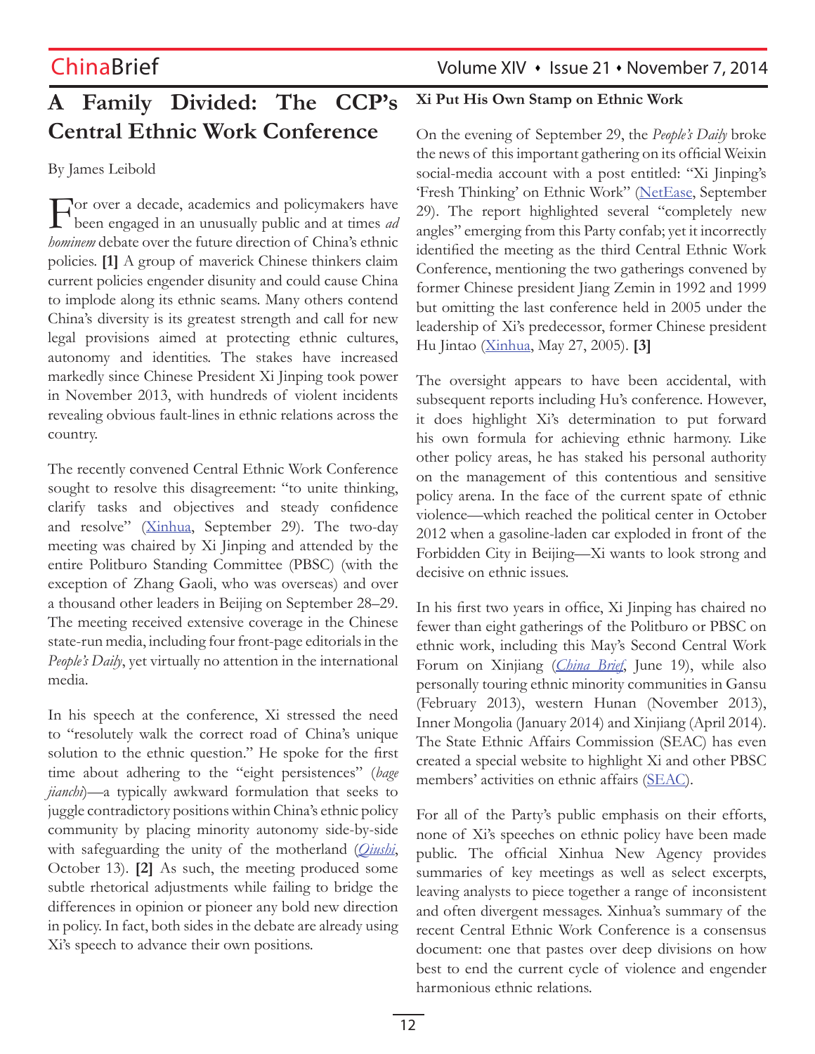# A Family Divided: The CCP's Central Ethnic Work Conference

By James Leibold

For over a decade, academics and policymakers have been engaged in an unusually public and at times *ad hominem* debate over the future direction of China's ethnic policies. **[1]** A group of maverick Chinese thinkers claim current policies engender disunity and could cause China to implode along its ethnic seams. Many others contend China's diversity is its greatest strength and call for new legal provisions aimed at protecting ethnic cultures, autonomy and identities. The stakes have increased markedly since Chinese President Xi Jinping took power in November 2013, with hundreds of violent incidents revealing obvious fault-lines in ethnic relations across the country.

The recently convened Central Ethnic Work Conference sought to resolve this disagreement: "to unite thinking, clarify tasks and objectives and steady confidence and resolve" (Xinhua, September 29). The two-day meeting was chaired by Xi Jinping and attended by the entire Politburo Standing Committee (PBSC) (with the exception of Zhang Gaoli, who was overseas) and over a thousand other leaders in Beijing on September 28–29. The meeting received extensive coverage in the Chinese state-run media, including four front-page editorials in the *People's Daily*, yet virtually no attention in the international media.

In his speech at the conference, Xi stressed the need to "resolutely walk the correct road of China's unique solution to the ethnic question." He spoke for the first time about adhering to the "eight persistences" (*bage jianchi*)—a typically awkward formulation that seeks to juggle contradictory positions within China's ethnic policy community by placing minority autonomy side-by-side with safeguarding the unity of the motherland (*Qiushi*, October 13). **[2]** As such, the meeting produced some subtle rhetorical adjustments while failing to bridge the differences in opinion or pioneer any bold new direction in policy. In fact, both sides in the debate are already using Xi's speech to advance their own positions.

## Xi Put His Own Stamp on Ethnic Work

On the evening of September 29, the *People's Daily* broke the news of this important gathering on its official Weixin social-media account with a post entitled: "Xi Jinping's 'Fresh Thinking' on Ethnic Work" (NetEase, September 29). The report highlighted several "completely new angles" emerging from this Party confab; yet it incorrectly identified the meeting as the third Central Ethnic Work Conference, mentioning the two gatherings convened by former Chinese president Jiang Zemin in 1992 and 1999 but omitting the last conference held in 2005 under the leadership of Xi's predecessor, former Chinese president Hu Jintao (Xinhua, May 27, 2005). **[3]**

The oversight appears to have been accidental, with subsequent reports including Hu's conference. However, it does highlight Xi's determination to put forward his own formula for achieving ethnic harmony. Like other policy areas, he has staked his personal authority on the management of this contentious and sensitive policy arena. In the face of the current spate of ethnic violence—which reached the political center in October 2012 when a gasoline-laden car exploded in front of the Forbidden City in Beijing—Xi wants to look strong and decisive on ethnic issues.

In his first two years in office, Xi Jinping has chaired no fewer than eight gatherings of the Politburo or PBSC on ethnic work, including this May's Second Central Work Forum on Xinjiang (*China Brief*, June 19), while also personally touring ethnic minority communities in Gansu (February 2013), western Hunan (November 2013), Inner Mongolia (January 2014) and Xinjiang (April 2014). The State Ethnic Affairs Commission (SEAC) has even created a special website to highlight Xi and other PBSC members' activities on ethnic affairs (SEAC).

For all of the Party's public emphasis on their efforts, none of Xi's speeches on ethnic policy have been made public. The official Xinhua New Agency provides summaries of key meetings as well as select excerpts, leaving analysts to piece together a range of inconsistent and often divergent messages. Xinhua's summary of the recent Central Ethnic Work Conference is a consensus document: one that pastes over deep divisions on how best to end the current cycle of violence and engender harmonious ethnic relations.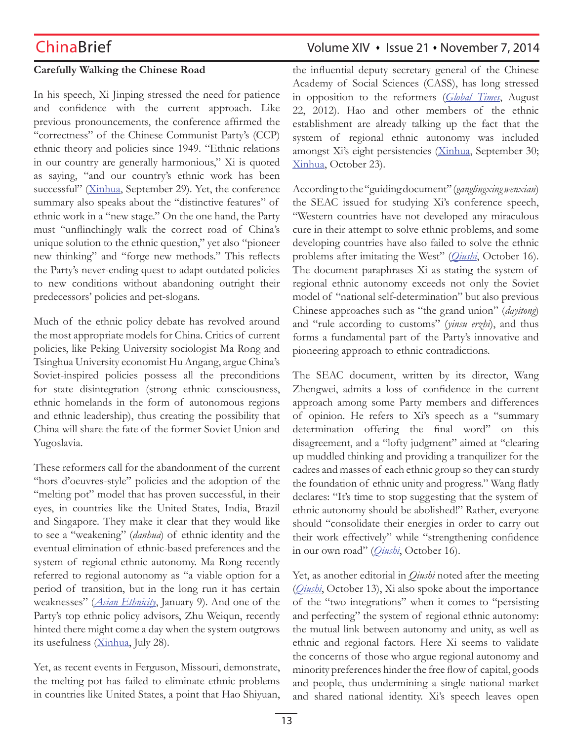**Carefully Walking the Chinese Road**

In his speech, Xi Jinping stressed the need for patience and confidence with the current approach. Like previous pronouncements, the conference affirmed the "correctness" of the Chinese Communist Party's (CCP) ethnic theory and policies since 1949. "Ethnic relations in our country are generally harmonious," Xi is quoted as saying, "and our country's ethnic work has been successful" (Xinhua, September 29). Yet, the conference summary also speaks about the "distinctive features" of ethnic work in a "new stage." On the one hand, the Party must "unflinchingly walk the correct road of China's unique solution to the ethnic question," yet also "pioneer new thinking" and "forge new methods." This reflects the Party's never-ending quest to adapt outdated policies to new conditions without abandoning outright their predecessors' policies and pet-slogans.

Much of the ethnic policy debate has revolved around the most appropriate models for China. Critics of current policies, like Peking University sociologist Ma Rong and Tsinghua University economist Hu Angang, argue China's Soviet-inspired policies possess all the preconditions for state disintegration (strong ethnic consciousness, ethnic homelands in the form of autonomous regions and ethnic leadership), thus creating the possibility that China will share the fate of the former Soviet Union and Yugoslavia.

These reformers call for the abandonment of the current "hors d'oeuvres-style" policies and the adoption of the "melting pot" model that has proven successful, in their eyes, in countries like the United States, India, Brazil and Singapore. They make it clear that they would like to see a "weakening" (*danhua*) of ethnic identity and the eventual elimination of ethnic-based preferences and the system of regional ethnic autonomy. Ma Rong recently referred to regional autonomy as "a viable option for a period of transition, but in the long run it has certain weaknesses" (*Asian Ethnicity*, January 9). And one of the Party's top ethnic policy advisors, Zhu Weiqun, recently hinted there might come a day when the system outgrows its usefulness (Xinhua, July 28).

Yet, as recent events in Ferguson, Missouri, demonstrate, the melting pot has failed to eliminate ethnic problems in countries like United States, a point that Hao Shiyuan, the influential deputy secretary general of the Chinese Academy of Social Sciences (CASS), has long stressed in opposition to the reformers (*Global Times*, August 22, 2012). Hao and other members of the ethnic establishment are already talking up the fact that the system of regional ethnic autonomy was included amongst Xi's eight persistencies (Xinhua, September 30; Xinhua, October 23).

According to the "guiding document" (*ganglingxing wenxian*) the SEAC issued for studying Xi's conference speech, "Western countries have not developed any miraculous cure in their attempt to solve ethnic problems, and some developing countries have also failed to solve the ethnic problems after imitating the West" (*Qiushi*, October 16). The document paraphrases Xi as stating the system of regional ethnic autonomy exceeds not only the Soviet model of "national self-determination" but also previous Chinese approaches such as "the grand union" (*dayitong*) and "rule according to customs" (*yinsu erzhi*), and thus forms a fundamental part of the Party's innovative and pioneering approach to ethnic contradictions.

The SEAC document, written by its director, Wang Zhengwei, admits a loss of confidence in the current approach among some Party members and differences of opinion. He refers to Xi's speech as a "summary determination offering the final word" on this disagreement, and a "lofty judgment" aimed at "clearing up muddled thinking and providing a tranquilizer for the cadres and masses of each ethnic group so they can sturdy the foundation of ethnic unity and progress." Wang flatly declares: "It's time to stop suggesting that the system of ethnic autonomy should be abolished!" Rather, everyone should "consolidate their energies in order to carry out their work effectively" while "strengthening confidence in our own road" (*Qiushi*, October 16).

Yet, as another editorial in *Qiushi* noted after the meeting (*Qiushi*, October 13), Xi also spoke about the importance of the "two integrations" when it comes to "persisting and perfecting" the system of regional ethnic autonomy: the mutual link between autonomy and unity, as well as ethnic and regional factors. Here Xi seems to validate the concerns of those who argue regional autonomy and minority preferences hinder the free flow of capital, goods and people, thus undermining a single national market and shared national identity. Xi's speech leaves open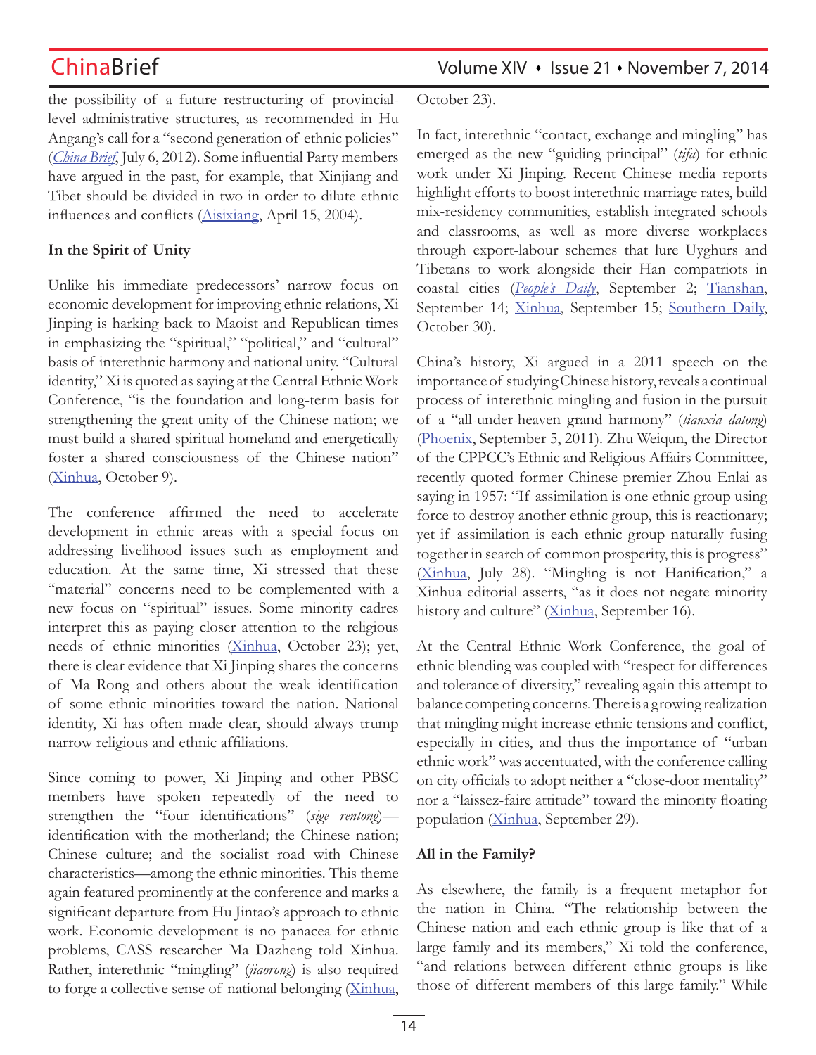the possibility of a future restructuring of provincial-level administrative structures, as recommended in Hu Angang's call for a "second generation of ethnic policies" (*China Brief*, July 6, 2012). Some influential Party members have argued in the past, for example, that Xinjiang and Tibet should be divided in two in order to dilute ethnic influences and conflicts (Aisixiang, April 15, 2004).

**In the Spirit of Unity**

Unlike his immediate predecessors' narrow focus on economic development for improving ethnic relations, Xi Jinping is harking back to Maoist and Republican times in emphasizing the "spiritual," "political," and "cultural" basis of interethnic harmony and national unity. "Cultural identity," Xi is quoted as saying at the Central Ethnic Work Conference, "is the foundation and long-term basis for strengthening the great unity of the Chinese nation; we must build a shared spiritual homeland and energetically foster a shared consciousness of the Chinese nation" (Xinhua, October 9).

The conference affirmed the need to accelerate development in ethnic areas with a special focus on addressing livelihood issues such as employment and education. At the same time, Xi stressed that these "material" concerns need to be complemented with a new focus on "spiritual" issues. Some minority cadres interpret this as paying closer attention to the religious needs of ethnic minorities (Xinhua, October 23); yet, there is clear evidence that Xi Jinping shares the concerns of Ma Rong and others about the weak identification of some ethnic minorities toward the nation. National identity, Xi has often made clear, should always trump narrow religious and ethnic affiliations.

Since coming to power, Xi Jinping and other PBSC members have spoken repeatedly of the need to strengthen the "four identifications" (*sige rentong*)—identification with the motherland; the Chinese nation; Chinese culture; and the socialist road with Chinese characteristics—among the ethnic minorities. This theme again featured prominently at the conference and marks a significant departure from Hu Jintao's approach to ethnic work. Economic development is no panacea for ethnic problems, CASS researcher Ma Dazheng told Xinhua. Rather, interethnic "mingling" (*jiaorong*) is also required to forge a collective sense of national belonging (Xinhua, October 23).

In fact, interethnic "contact, exchange and mingling" has emerged as the new "guiding principal" (*tifa*) for ethnic work under Xi Jinping. Recent Chinese media reports highlight efforts to boost interethnic marriage rates, build mix-residency communities, establish integrated schools and classrooms, as well as more diverse workplaces through export-labour schemes that lure Uyghurs and Tibetans to work alongside their Han compatriots in coastal cities (*People's Daily*, September 2; Tianshan, September 14; Xinhua, September 15; Southern Daily, October 30).

China's history, Xi argued in a 2011 speech on the importance of studying Chinese history, reveals a continual process of interethnic mingling and fusion in the pursuit of a "all-under-heaven grand harmony" (*tianxia datong*) (Phoenix, September 5, 2011). Zhu Weiqun, the Director of the CPPCC's Ethnic and Religious Affairs Committee, recently quoted former Chinese premier Zhou Enlai as saying in 1957: "If assimilation is one ethnic group using force to destroy another ethnic group, this is reactionary; yet if assimilation is each ethnic group naturally fusing together in search of common prosperity, this is progress" (Xinhua, July 28). "Mingling is not Hanification," a Xinhua editorial asserts, "as it does not negate minority history and culture" (Xinhua, September 16).

At the Central Ethnic Work Conference, the goal of ethnic blending was coupled with "respect for differences and tolerance of diversity," revealing again this attempt to balance competing concerns. There is a growing realization that mingling might increase ethnic tensions and conflict, especially in cities, and thus the importance of "urban ethnic work" was accentuated, with the conference calling on city officials to adopt neither a "close-door mentality" nor a "laissez-faire attitude" toward the minority floating population (Xinhua, September 29).

**All in the Family?**

As elsewhere, the family is a frequent metaphor for the nation in China. "The relationship between the Chinese nation and each ethnic group is like that of a large family and its members," Xi told the conference, "and relations between different ethnic groups is like those of different members of this large family." While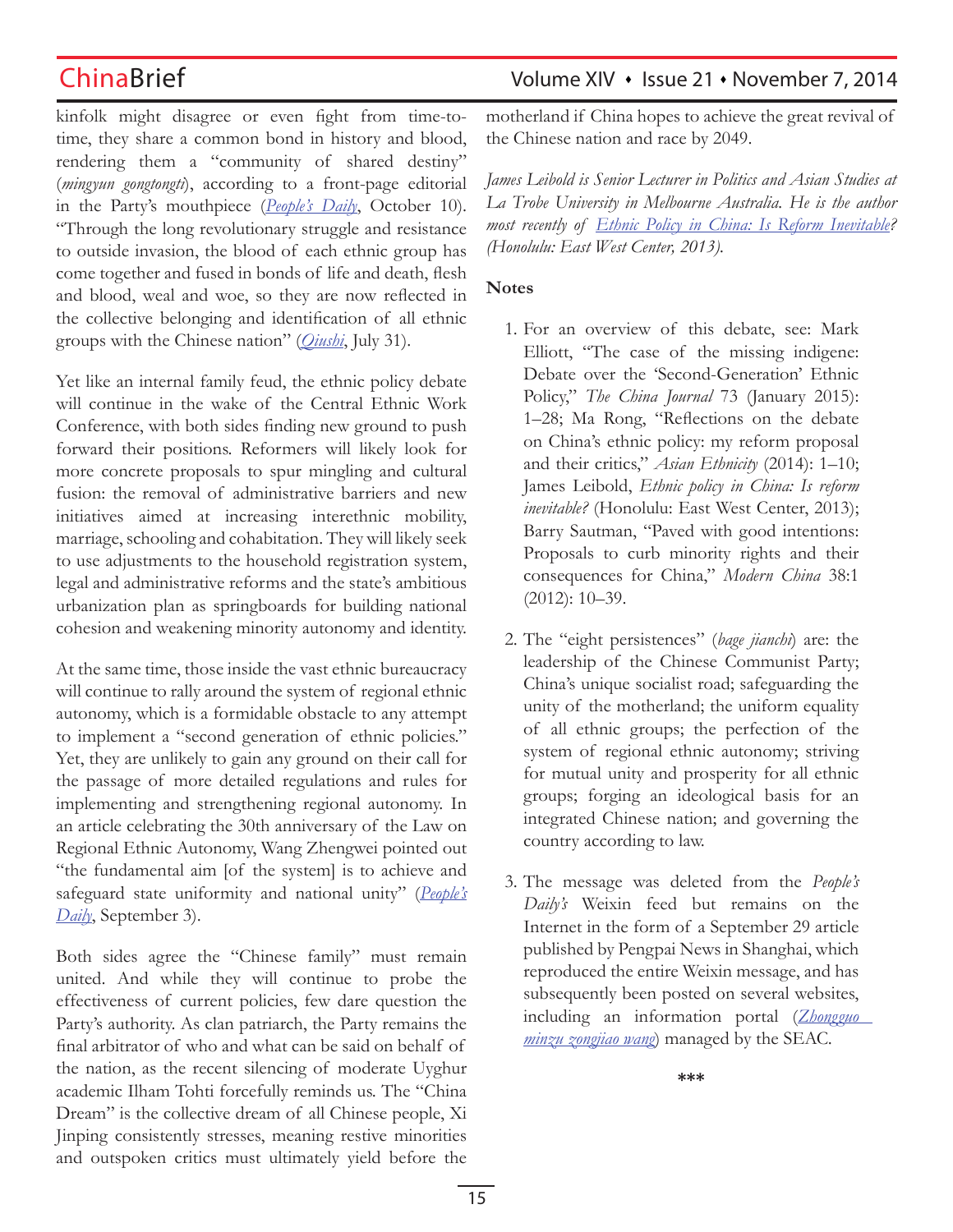kinfolk might disagree or even fight from time-to-time, they share a common bond in history and blood, rendering them a "community of shared destiny" (*mingyun gongtongti*), according to a front-page editorial in the Party's mouthpiece (*People's Daily*, October 10). "Through the long revolutionary struggle and resistance to outside invasion, the blood of each ethnic group has come together and fused in bonds of life and death, flesh and blood, weal and woe, so they are now reflected in the collective belonging and identification of all ethnic groups with the Chinese nation" (*Qiushi*, July 31).

Yet like an internal family feud, the ethnic policy debate will continue in the wake of the Central Ethnic Work Conference, with both sides finding new ground to push forward their positions. Reformers will likely look for more concrete proposals to spur mingling and cultural fusion: the removal of administrative barriers and new initiatives aimed at increasing interethnic mobility, marriage, schooling and cohabitation. They will likely seek to use adjustments to the household registration system, legal and administrative reforms and the state's ambitious urbanization plan as springboards for building national cohesion and weakening minority autonomy and identity.

At the same time, those inside the vast ethnic bureaucracy will continue to rally around the system of regional ethnic autonomy, which is a formidable obstacle to any attempt to implement a "second generation of ethnic policies." Yet, they are unlikely to gain any ground on their call for the passage of more detailed regulations and rules for implementing and strengthening regional autonomy. In an article celebrating the 30th anniversary of the Law on Regional Ethnic Autonomy, Wang Zhengwei pointed out "the fundamental aim [of the system] is to achieve and safeguard state uniformity and national unity" (*People's Daily*, September 3).

Both sides agree the "Chinese family" must remain united. And while they will continue to probe the effectiveness of current policies, few dare question the Party's authority. As clan patriarch, the Party remains the final arbitrator of who and what can be said on behalf of the nation, as the recent silencing of moderate Uyghur academic Ilham Tohti forcefully reminds us. The "China Dream" is the collective dream of all Chinese people, Xi Jinping consistently stresses, meaning restive minorities and outspoken critics must ultimately yield before the motherland if China hopes to achieve the great revival of the Chinese nation and race by 2049.

*James Leibold is Senior Lecturer in Politics and Asian Studies at La Trobe University in Melbourne Australia. He is the author most recently of Ethnic Policy in China: Is Reform Inevitable? (Honolulu: East West Center, 2013).*

**Notes**

1. For an overview of this debate, see: Mark Elliott, "The case of the missing indigene: Debate over the 'Second-Generation' Ethnic Policy," *The China Journal* 73 (January 2015): 1–28; Ma Rong, "Reflections on the debate on China's ethnic policy: my reform proposal and their critics," *Asian Ethnicity* (2014): 1–10; James Leibold, *Ethnic policy in China: Is reform inevitable?* (Honolulu: East West Center, 2013); Barry Sautman, "Paved with good intentions: Proposals to curb minority rights and their consequences for China," *Modern China* 38:1 (2012): 10–39.

2. The "eight persistences" (*bage jianchi*) are: the leadership of the Chinese Communist Party; China's unique socialist road; safeguarding the unity of the motherland; the uniform equality of all ethnic groups; the perfection of the system of regional ethnic autonomy; striving for mutual unity and prosperity for all ethnic groups; forging an ideological basis for an integrated Chinese nation; and governing the country according to law.

3. The message was deleted from the *People's Daily's* Weixin feed but remains on the Internet in the form of a September 29 article published by Pengpai News in Shanghai, which reproduced the entire Weixin message, and has subsequently been posted on several websites, including an information portal (*Zhongguo minzu zongjiao wang*) managed by the SEAC.

\*\*\*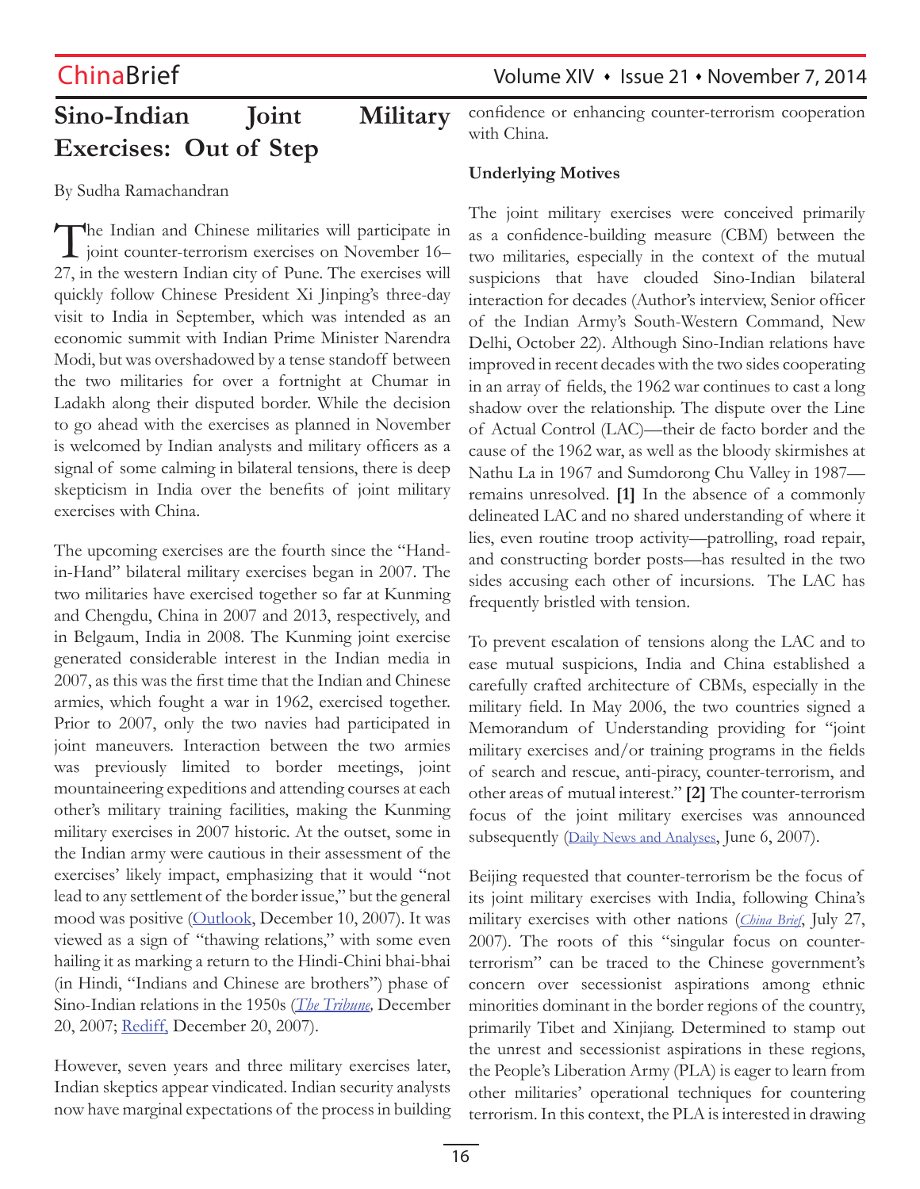# Sino-Indian Joint Military Exercises: Out of Step

By Sudha Ramachandran

The Indian and Chinese militaries will participate in joint counter-terrorism exercises on November 16–27, in the western Indian city of Pune. The exercises will quickly follow Chinese President Xi Jinping's three-day visit to India in September, which was intended as an economic summit with Indian Prime Minister Narendra Modi, but was overshadowed by a tense standoff between the two militaries for over a fortnight at Chumar in Ladakh along their disputed border. While the decision to go ahead with the exercises as planned in November is welcomed by Indian analysts and military officers as a signal of some calming in bilateral tensions, there is deep skepticism in India over the benefits of joint military exercises with China.

The upcoming exercises are the fourth since the "Hand-in-Hand" bilateral military exercises began in 2007. The two militaries have exercised together so far at Kunming and Chengdu, China in 2007 and 2013, respectively, and in Belgaum, India in 2008. The Kunming joint exercise generated considerable interest in the Indian media in 2007, as this was the first time that the Indian and Chinese armies, which fought a war in 1962, exercised together. Prior to 2007, only the two navies had participated in joint maneuvers. Interaction between the two armies was previously limited to border meetings, joint mountaineering expeditions and attending courses at each other's military training facilities, making the Kunming military exercises in 2007 historic. At the outset, some in the Indian army were cautious in their assessment of the exercises' likely impact, emphasizing that it would "not lead to any settlement of the border issue," but the general mood was positive (Outlook, December 10, 2007). It was viewed as a sign of "thawing relations," with some even hailing it as marking a return to the Hindi-Chini bhai-bhai (in Hindi, "Indians and Chinese are brothers") phase of Sino-Indian relations in the 1950s (*The Tribune*, December 20, 2007; Rediff, December 20, 2007).

However, seven years and three military exercises later, Indian skeptics appear vindicated. Indian security analysts now have marginal expectations of the process in building confidence or enhancing counter-terrorism cooperation with China.

## Underlying Motives

The joint military exercises were conceived primarily as a confidence-building measure (CBM) between the two militaries, especially in the context of the mutual suspicions that have clouded Sino-Indian bilateral interaction for decades (Author's interview, Senior officer of the Indian Army's South-Western Command, New Delhi, October 22). Although Sino-Indian relations have improved in recent decades with the two sides cooperating in an array of fields, the 1962 war continues to cast a long shadow over the relationship. The dispute over the Line of Actual Control (LAC)—their de facto border and the cause of the 1962 war, as well as the bloody skirmishes at Nathu La in 1967 and Sumdorong Chu Valley in 1987—remains unresolved. **[1]** In the absence of a commonly delineated LAC and no shared understanding of where it lies, even routine troop activity—patrolling, road repair, and constructing border posts—has resulted in the two sides accusing each other of incursions. The LAC has frequently bristled with tension.

To prevent escalation of tensions along the LAC and to ease mutual suspicions, India and China established a carefully crafted architecture of CBMs, especially in the military field. In May 2006, the two countries signed a Memorandum of Understanding providing for "joint military exercises and/or training programs in the fields of search and rescue, anti-piracy, counter-terrorism, and other areas of mutual interest." **[2]** The counter-terrorism focus of the joint military exercises was announced subsequently (Daily News and Analyses, June 6, 2007).

Beijing requested that counter-terrorism be the focus of its joint military exercises with India, following China's military exercises with other nations (*China Brief*, July 27, 2007). The roots of this "singular focus on counter-terrorism" can be traced to the Chinese government's concern over secessionist aspirations among ethnic minorities dominant in the border regions of the country, primarily Tibet and Xinjiang. Determined to stamp out the unrest and secessionist aspirations in these regions, the People's Liberation Army (PLA) is eager to learn from other militaries' operational techniques for countering terrorism. In this context, the PLA is interested in drawing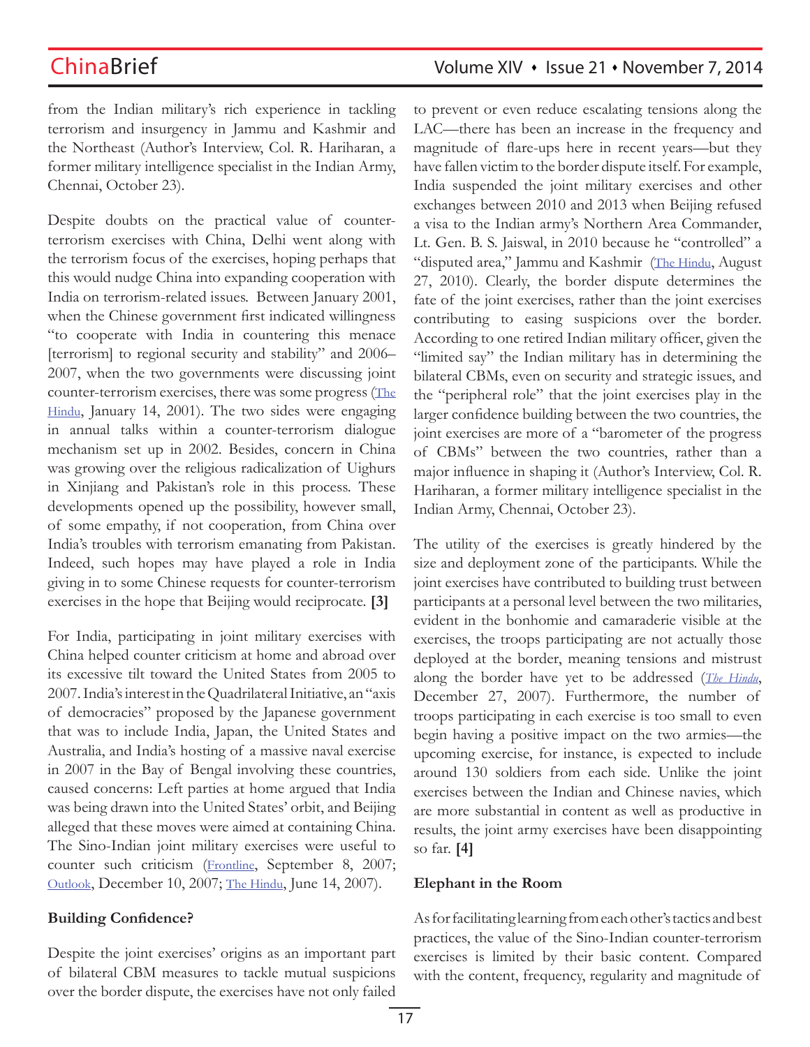from the Indian military's rich experience in tackling terrorism and insurgency in Jammu and Kashmir and the Northeast (Author's Interview, Col. R. Hariharan, a former military intelligence specialist in the Indian Army, Chennai, October 23).

Despite doubts on the practical value of counter-terrorism exercises with China, Delhi went along with the terrorism focus of the exercises, hoping perhaps that this would nudge China into expanding cooperation with India on terrorism-related issues. Between January 2001, when the Chinese government first indicated willingness "to cooperate with India in countering this menace [terrorism] to regional security and stability" and 2006–2007, when the two governments were discussing joint counter-terrorism exercises, there was some progress (The Hindu, January 14, 2001). The two sides were engaging in annual talks within a counter-terrorism dialogue mechanism set up in 2002. Besides, concern in China was growing over the religious radicalization of Uighurs in Xinjiang and Pakistan's role in this process. These developments opened up the possibility, however small, of some empathy, if not cooperation, from China over India's troubles with terrorism emanating from Pakistan. Indeed, such hopes may have played a role in India giving in to some Chinese requests for counter-terrorism exercises in the hope that Beijing would reciprocate. **[3]**

For India, participating in joint military exercises with China helped counter criticism at home and abroad over its excessive tilt toward the United States from 2005 to 2007. India's interest in the Quadrilateral Initiative, an "axis of democracies" proposed by the Japanese government that was to include India, Japan, the United States and Australia, and India's hosting of a massive naval exercise in 2007 in the Bay of Bengal involving these countries, caused concerns: Left parties at home argued that India was being drawn into the United States' orbit, and Beijing alleged that these moves were aimed at containing China. The Sino-Indian joint military exercises were useful to counter such criticism (Frontline, September 8, 2007; Outlook, December 10, 2007; The Hindu, June 14, 2007).

**Building Confidence?**

Despite the joint exercises' origins as an important part of bilateral CBM measures to tackle mutual suspicions over the border dispute, the exercises have not only failed to prevent or even reduce escalating tensions along the LAC—there has been an increase in the frequency and magnitude of flare-ups here in recent years—but they have fallen victim to the border dispute itself. For example, India suspended the joint military exercises and other exchanges between 2010 and 2013 when Beijing refused a visa to the Indian army's Northern Area Commander, Lt. Gen. B. S. Jaiswal, in 2010 because he "controlled" a "disputed area," Jammu and Kashmir (The Hindu, August 27, 2010). Clearly, the border dispute determines the fate of the joint exercises, rather than the joint exercises contributing to easing suspicions over the border. According to one retired Indian military officer, given the "limited say" the Indian military has in determining the bilateral CBMs, even on security and strategic issues, and the "peripheral role" that the joint exercises play in the larger confidence building between the two countries, the joint exercises are more of a "barometer of the progress of CBMs" between the two countries, rather than a major influence in shaping it (Author's Interview, Col. R. Hariharan, a former military intelligence specialist in the Indian Army, Chennai, October 23).

The utility of the exercises is greatly hindered by the size and deployment zone of the participants. While the joint exercises have contributed to building trust between participants at a personal level between the two militaries, evident in the bonhomie and camaraderie visible at the exercises, the troops participating are not actually those deployed at the border, meaning tensions and mistrust along the border have yet to be addressed (*The Hindu*, December 27, 2007). Furthermore, the number of troops participating in each exercise is too small to even begin having a positive impact on the two armies—the upcoming exercise, for instance, is expected to include around 130 soldiers from each side. Unlike the joint exercises between the Indian and Chinese navies, which are more substantial in content as well as productive in results, the joint army exercises have been disappointing so far. **[4]**

**Elephant in the Room**

As for facilitating learning from each other's tactics and best practices, the value of the Sino-Indian counter-terrorism exercises is limited by their basic content. Compared with the content, frequency, regularity and magnitude of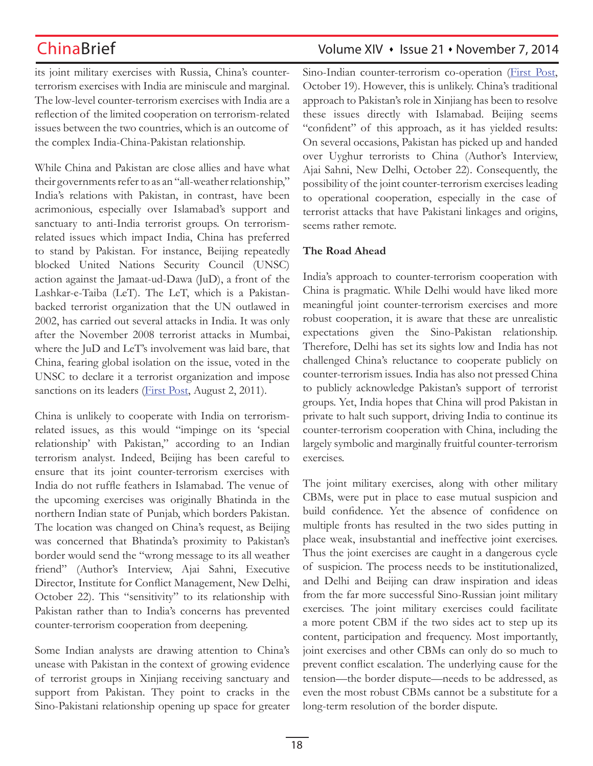its joint military exercises with Russia, China's counter-terrorism exercises with India are miniscule and marginal. The low-level counter-terrorism exercises with India are a reflection of the limited cooperation on terrorism-related issues between the two countries, which is an outcome of the complex India-China-Pakistan relationship.

While China and Pakistan are close allies and have what their governments refer to as an "all-weather relationship," India's relations with Pakistan, in contrast, have been acrimonious, especially over Islamabad's support and sanctuary to anti-India terrorist groups. On terrorism-related issues which impact India, China has preferred to stand by Pakistan. For instance, Beijing repeatedly blocked United Nations Security Council (UNSC) action against the Jamaat-ud-Dawa (JuD), a front of the Lashkar-e-Taiba (LeT). The LeT, which is a Pakistan-backed terrorist organization that the UN outlawed in 2002, has carried out several attacks in India. It was only after the November 2008 terrorist attacks in Mumbai, where the JuD and LeT's involvement was laid bare, that China, fearing global isolation on the issue, voted in the UNSC to declare it a terrorist organization and impose sanctions on its leaders (First Post, August 2, 2011).

China is unlikely to cooperate with India on terrorism-related issues, as this would "impinge on its 'special relationship' with Pakistan," according to an Indian terrorism analyst. Indeed, Beijing has been careful to ensure that its joint counter-terrorism exercises with India do not ruffle feathers in Islamabad. The venue of the upcoming exercises was originally Bhatinda in the northern Indian state of Punjab, which borders Pakistan. The location was changed on China's request, as Beijing was concerned that Bhatinda's proximity to Pakistan's border would send the "wrong message to its all weather friend" (Author's Interview, Ajai Sahni, Executive Director, Institute for Conflict Management, New Delhi, October 22). This "sensitivity" to its relationship with Pakistan rather than to India's concerns has prevented counter-terrorism cooperation from deepening.

Some Indian analysts are drawing attention to China's unease with Pakistan in the context of growing evidence of terrorist groups in Xinjiang receiving sanctuary and support from Pakistan. They point to cracks in the Sino-Pakistani relationship opening up space for greater Sino-Indian counter-terrorism co-operation (First Post, October 19). However, this is unlikely. China's traditional approach to Pakistan's role in Xinjiang has been to resolve these issues directly with Islamabad. Beijing seems "confident" of this approach, as it has yielded results: On several occasions, Pakistan has picked up and handed over Uyghur terrorists to China (Author's Interview, Ajai Sahni, New Delhi, October 22). Consequently, the possibility of the joint counter-terrorism exercises leading to operational cooperation, especially in the case of terrorist attacks that have Pakistani linkages and origins, seems rather remote.

**The Road Ahead**

India's approach to counter-terrorism cooperation with China is pragmatic. While Delhi would have liked more meaningful joint counter-terrorism exercises and more robust cooperation, it is aware that these are unrealistic expectations given the Sino-Pakistan relationship. Therefore, Delhi has set its sights low and India has not challenged China's reluctance to cooperate publicly on counter-terrorism issues. India has also not pressed China to publicly acknowledge Pakistan's support of terrorist groups. Yet, India hopes that China will prod Pakistan in private to halt such support, driving India to continue its counter-terrorism cooperation with China, including the largely symbolic and marginally fruitful counter-terrorism exercises.

The joint military exercises, along with other military CBMs, were put in place to ease mutual suspicion and build confidence. Yet the absence of confidence on multiple fronts has resulted in the two sides putting in place weak, insubstantial and ineffective joint exercises. Thus the joint exercises are caught in a dangerous cycle of suspicion. The process needs to be institutionalized, and Delhi and Beijing can draw inspiration and ideas from the far more successful Sino-Russian joint military exercises. The joint military exercises could facilitate a more potent CBM if the two sides act to step up its content, participation and frequency. Most importantly, joint exercises and other CBMs can only do so much to prevent conflict escalation. The underlying cause for the tension—the border dispute—needs to be addressed, as even the most robust CBMs cannot be a substitute for a long-term resolution of the border dispute.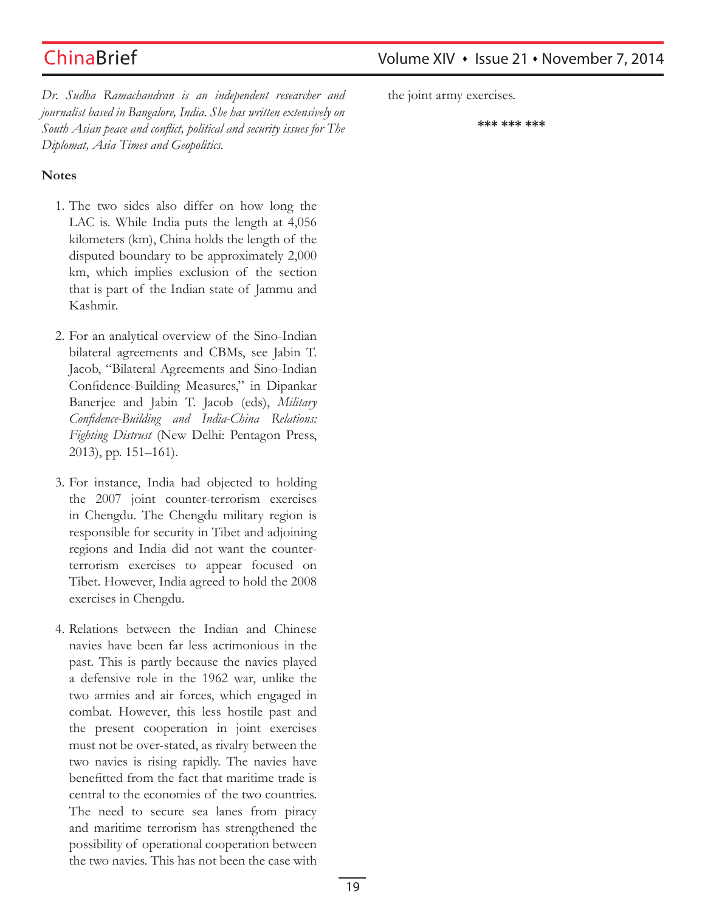*Dr. Sudha Ramachandran is an independent researcher and journalist based in Bangalore, India. She has written extensively on South Asian peace and conflict, political and security issues for The Diplomat, Asia Times and Geopolitics.*

**Notes**

1. The two sides also differ on how long the LAC is. While India puts the length at 4,056 kilometers (km), China holds the length of the disputed boundary to be approximately 2,000 km, which implies exclusion of the section that is part of the Indian state of Jammu and Kashmir.

2. For an analytical overview of the Sino-Indian bilateral agreements and CBMs, see Jabin T. Jacob, "Bilateral Agreements and Sino-Indian Confidence-Building Measures," in Dipankar Banerjee and Jabin T. Jacob (eds), *Military Confidence-Building and India-China Relations: Fighting Distrust* (New Delhi: Pentagon Press, 2013), pp. 151–161).

3. For instance, India had objected to holding the 2007 joint counter-terrorism exercises in Chengdu. The Chengdu military region is responsible for security in Tibet and adjoining regions and India did not want the counter-terrorism exercises to appear focused on Tibet. However, India agreed to hold the 2008 exercises in Chengdu.

4. Relations between the Indian and Chinese navies have been far less acrimonious in the past. This is partly because the navies played a defensive role in the 1962 war, unlike the two armies and air forces, which engaged in combat. However, this less hostile past and the present cooperation in joint exercises must not be over-stated, as rivalry between the two navies is rising rapidly. The navies have benefitted from the fact that maritime trade is central to the economies of the two countries. The need to secure sea lanes from piracy and maritime terrorism has strengthened the possibility of operational cooperation between the two navies. This has not been the case with the joint army exercises.

\*\*\* \*\*\* \*\*\*